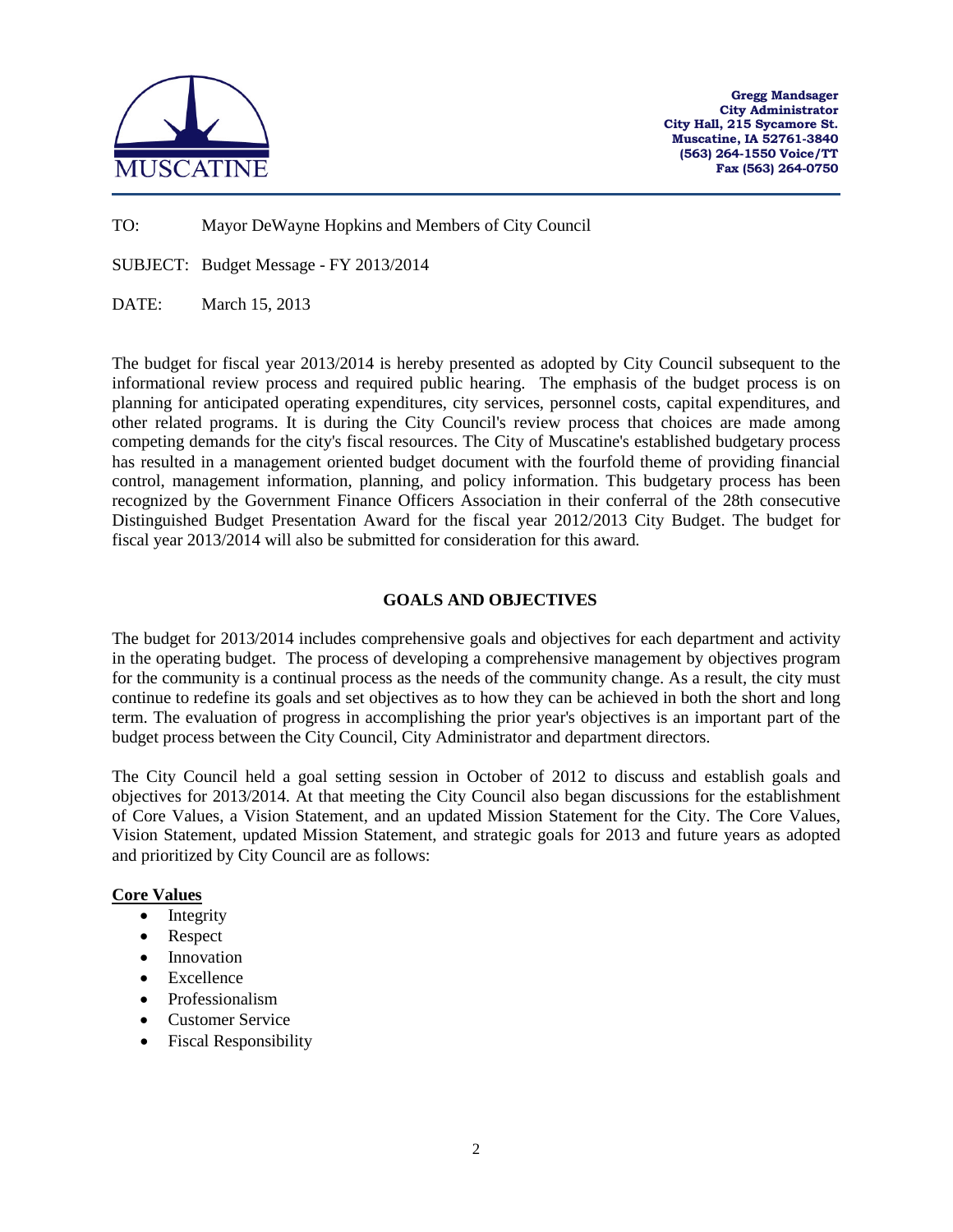MUSCATINE

**Gregg Mandsager**
**City Administrator**
**City Hall, 215 Sycamore St.**
**Muscatine, IA 52761-3840**
**(563) 264-1550 Voice/TT**
**Fax (563) 264-0750**

TO: Mayor DeWayne Hopkins and Members of City Council

SUBJECT: Budget Message - FY 2013/2014

DATE: March 15, 2013

The budget for fiscal year 2013/2014 is hereby presented as adopted by City Council subsequent to the informational review process and required public hearing. The emphasis of the budget process is on planning for anticipated operating expenditures, city services, personnel costs, capital expenditures, and other related programs. It is during the City Council's review process that choices are made among competing demands for the city's fiscal resources. The City of Muscatine's established budgetary process has resulted in a management oriented budget document with the fourfold theme of providing financial control, management information, planning, and policy information. This budgetary process has been recognized by the Government Finance Officers Association in their conferral of the 28th consecutive Distinguished Budget Presentation Award for the fiscal year 2012/2013 City Budget. The budget for fiscal year 2013/2014 will also be submitted for consideration for this award.

## GOALS AND OBJECTIVES

The budget for 2013/2014 includes comprehensive goals and objectives for each department and activity in the operating budget. The process of developing a comprehensive management by objectives program for the community is a continual process as the needs of the community change. As a result, the city must continue to redefine its goals and set objectives as to how they can be achieved in both the short and long term. The evaluation of progress in accomplishing the prior year's objectives is an important part of the budget process between the City Council, City Administrator and department directors.

The City Council held a goal setting session in October of 2012 to discuss and establish goals and objectives for 2013/2014. At that meeting the City Council also began discussions for the establishment of Core Values, a Vision Statement, and an updated Mission Statement for the City. The Core Values, Vision Statement, updated Mission Statement, and strategic goals for 2013 and future years as adopted and prioritized by City Council are as follows:

**Core Values**

- Integrity
- Respect
- Innovation
- Excellence
- Professionalism
- Customer Service
- Fiscal Responsibility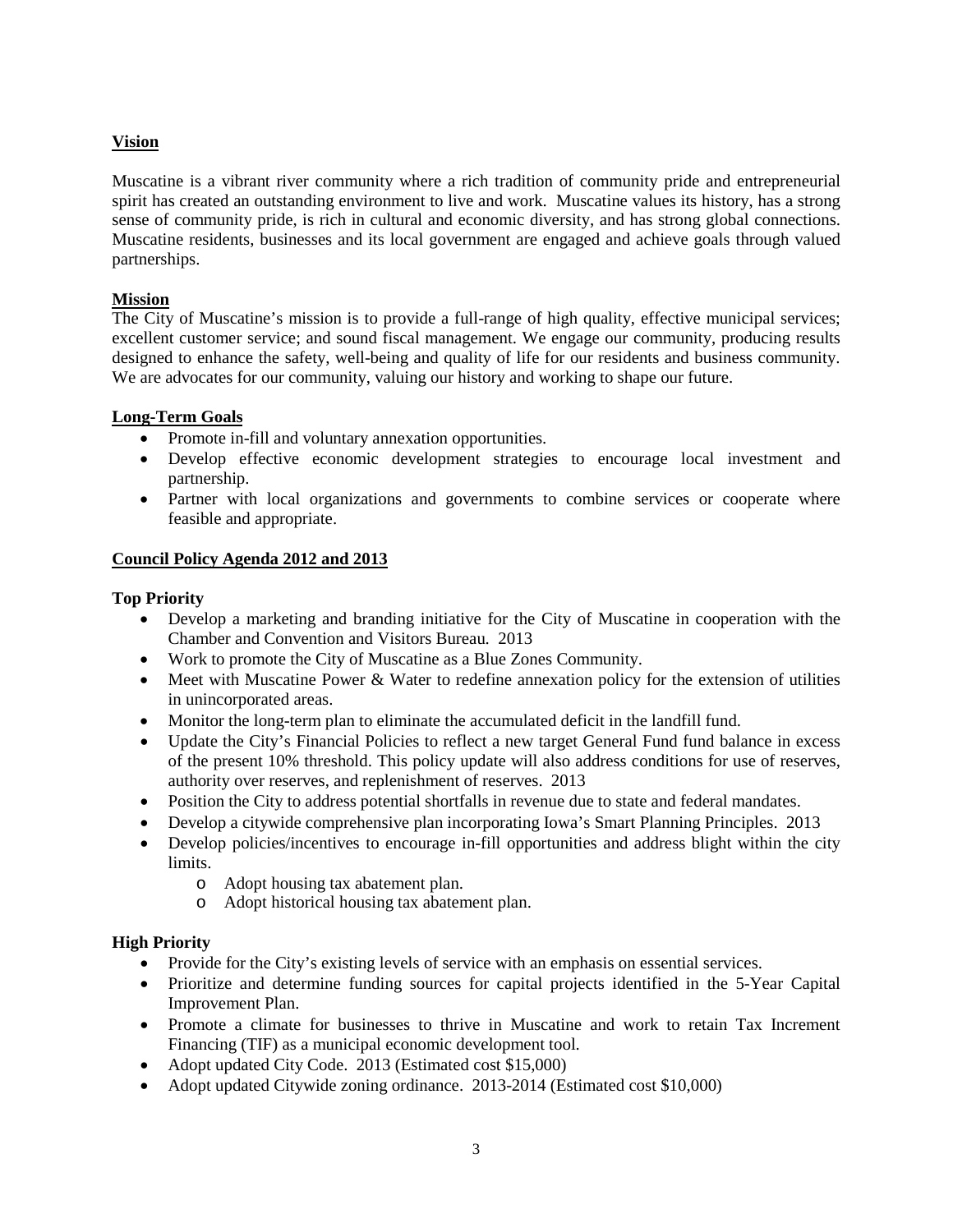## Vision

Muscatine is a vibrant river community where a rich tradition of community pride and entrepreneurial spirit has created an outstanding environment to live and work. Muscatine values its history, has a strong sense of community pride, is rich in cultural and economic diversity, and has strong global connections. Muscatine residents, businesses and its local government are engaged and achieve goals through valued partnerships.

## Mission

The City of Muscatine's mission is to provide a full-range of high quality, effective municipal services; excellent customer service; and sound fiscal management. We engage our community, producing results designed to enhance the safety, well-being and quality of life for our residents and business community. We are advocates for our community, valuing our history and working to shape our future.

## Long-Term Goals

- Promote in-fill and voluntary annexation opportunities.
- Develop effective economic development strategies to encourage local investment and partnership.
- Partner with local organizations and governments to combine services or cooperate where feasible and appropriate.

## Council Policy Agenda 2012 and 2013

### Top Priority

- Develop a marketing and branding initiative for the City of Muscatine in cooperation with the Chamber and Convention and Visitors Bureau. 2013
- Work to promote the City of Muscatine as a Blue Zones Community.
- Meet with Muscatine Power & Water to redefine annexation policy for the extension of utilities in unincorporated areas.
- Monitor the long-term plan to eliminate the accumulated deficit in the landfill fund.
- Update the City's Financial Policies to reflect a new target General Fund fund balance in excess of the present 10% threshold. This policy update will also address conditions for use of reserves, authority over reserves, and replenishment of reserves. 2013
- Position the City to address potential shortfalls in revenue due to state and federal mandates.
- Develop a citywide comprehensive plan incorporating Iowa's Smart Planning Principles. 2013
- Develop policies/incentives to encourage in-fill opportunities and address blight within the city limits.
  - Adopt housing tax abatement plan.
  - Adopt historical housing tax abatement plan.

### High Priority

- Provide for the City's existing levels of service with an emphasis on essential services.
- Prioritize and determine funding sources for capital projects identified in the 5-Year Capital Improvement Plan.
- Promote a climate for businesses to thrive in Muscatine and work to retain Tax Increment Financing (TIF) as a municipal economic development tool.
- Adopt updated City Code. 2013 (Estimated cost $15,000)
- Adopt updated Citywide zoning ordinance. 2013-2014 (Estimated cost $10,000)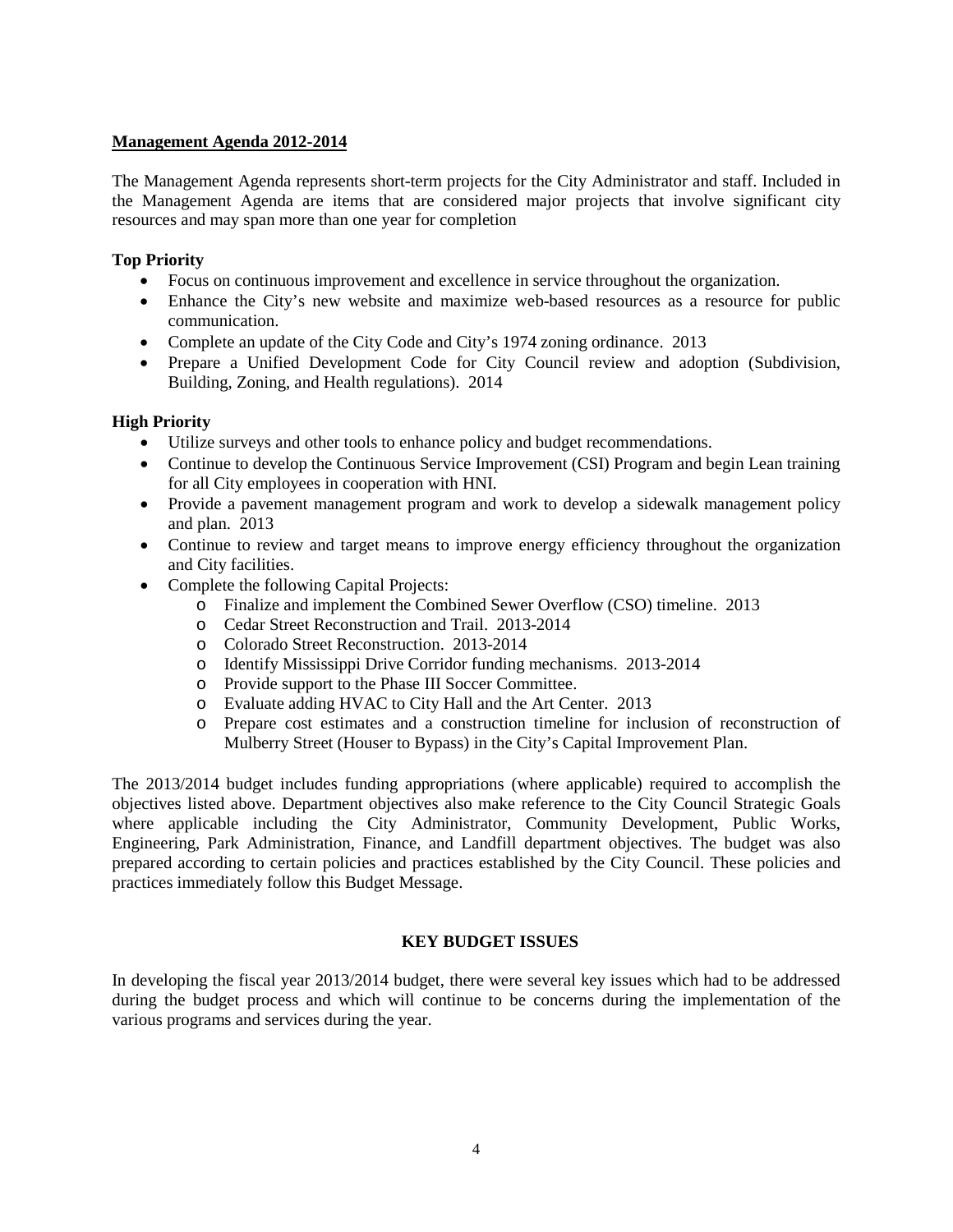## **Management Agenda 2012-2014**

The Management Agenda represents short-term projects for the City Administrator and staff. Included in the Management Agenda are items that are considered major projects that involve significant city resources and may span more than one year for completion

### **Top Priority**

- Focus on continuous improvement and excellence in service throughout the organization.
- Enhance the City's new website and maximize web-based resources as a resource for public communication.
- Complete an update of the City Code and City's 1974 zoning ordinance. 2013
- Prepare a Unified Development Code for City Council review and adoption (Subdivision, Building, Zoning, and Health regulations). 2014

### **High Priority**

- Utilize surveys and other tools to enhance policy and budget recommendations.
- Continue to develop the Continuous Service Improvement (CSI) Program and begin Lean training for all City employees in cooperation with HNI.
- Provide a pavement management program and work to develop a sidewalk management policy and plan. 2013
- Continue to review and target means to improve energy efficiency throughout the organization and City facilities.
- Complete the following Capital Projects:
  - Finalize and implement the Combined Sewer Overflow (CSO) timeline. 2013
  - Cedar Street Reconstruction and Trail. 2013-2014
  - Colorado Street Reconstruction. 2013-2014
  - Identify Mississippi Drive Corridor funding mechanisms. 2013-2014
  - Provide support to the Phase III Soccer Committee.
  - Evaluate adding HVAC to City Hall and the Art Center. 2013
  - Prepare cost estimates and a construction timeline for inclusion of reconstruction of Mulberry Street (Houser to Bypass) in the City's Capital Improvement Plan.

The 2013/2014 budget includes funding appropriations (where applicable) required to accomplish the objectives listed above. Department objectives also make reference to the City Council Strategic Goals where applicable including the City Administrator, Community Development, Public Works, Engineering, Park Administration, Finance, and Landfill department objectives. The budget was also prepared according to certain policies and practices established by the City Council. These policies and practices immediately follow this Budget Message.

## **KEY BUDGET ISSUES**

In developing the fiscal year 2013/2014 budget, there were several key issues which had to be addressed during the budget process and which will continue to be concerns during the implementation of the various programs and services during the year.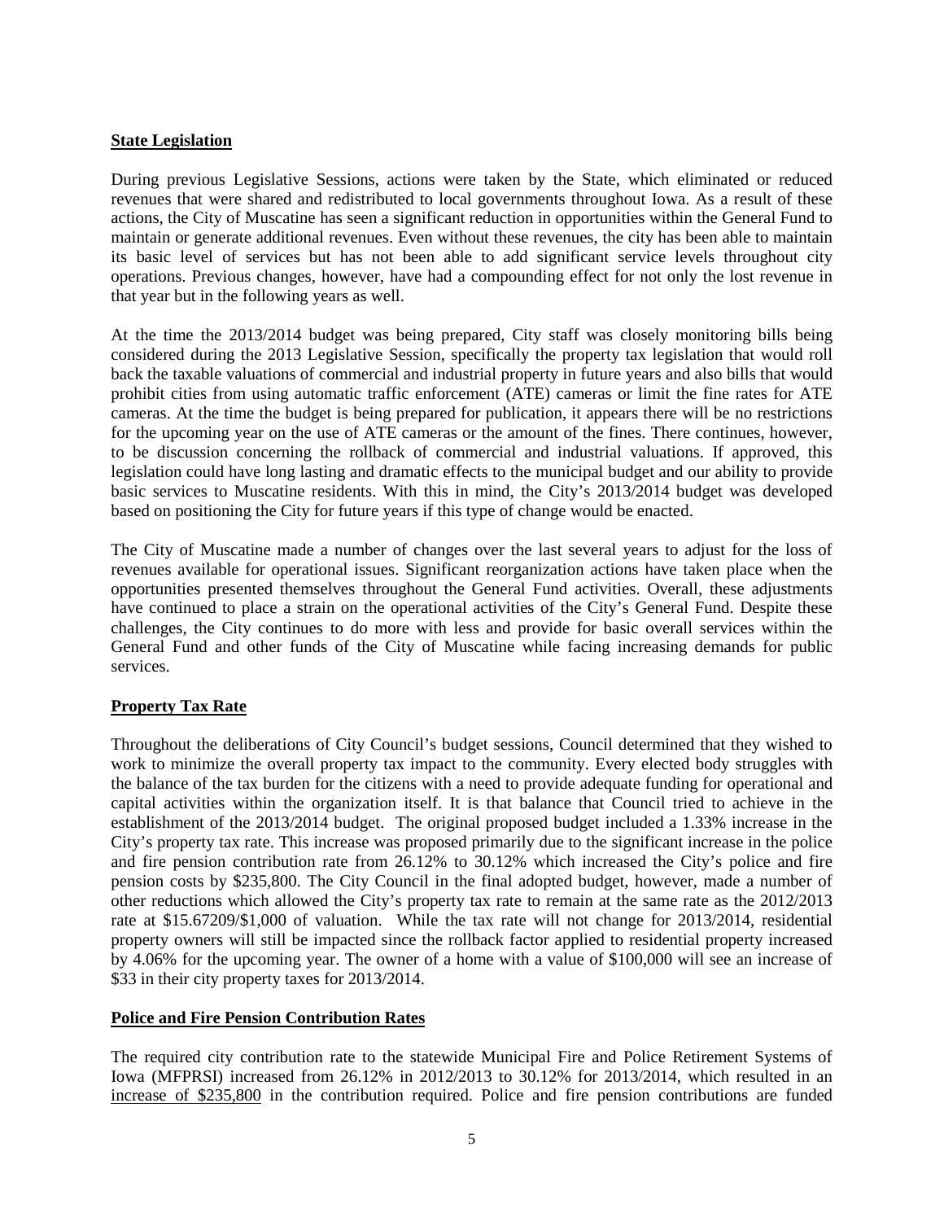## State Legislation

During previous Legislative Sessions, actions were taken by the State, which eliminated or reduced revenues that were shared and redistributed to local governments throughout Iowa. As a result of these actions, the City of Muscatine has seen a significant reduction in opportunities within the General Fund to maintain or generate additional revenues. Even without these revenues, the city has been able to maintain its basic level of services but has not been able to add significant service levels throughout city operations. Previous changes, however, have had a compounding effect for not only the lost revenue in that year but in the following years as well.

At the time the 2013/2014 budget was being prepared, City staff was closely monitoring bills being considered during the 2013 Legislative Session, specifically the property tax legislation that would roll back the taxable valuations of commercial and industrial property in future years and also bills that would prohibit cities from using automatic traffic enforcement (ATE) cameras or limit the fine rates for ATE cameras. At the time the budget is being prepared for publication, it appears there will be no restrictions for the upcoming year on the use of ATE cameras or the amount of the fines. There continues, however, to be discussion concerning the rollback of commercial and industrial valuations. If approved, this legislation could have long lasting and dramatic effects to the municipal budget and our ability to provide basic services to Muscatine residents. With this in mind, the City's 2013/2014 budget was developed based on positioning the City for future years if this type of change would be enacted.

The City of Muscatine made a number of changes over the last several years to adjust for the loss of revenues available for operational issues. Significant reorganization actions have taken place when the opportunities presented themselves throughout the General Fund activities. Overall, these adjustments have continued to place a strain on the operational activities of the City's General Fund. Despite these challenges, the City continues to do more with less and provide for basic overall services within the General Fund and other funds of the City of Muscatine while facing increasing demands for public services.

## Property Tax Rate

Throughout the deliberations of City Council's budget sessions, Council determined that they wished to work to minimize the overall property tax impact to the community. Every elected body struggles with the balance of the tax burden for the citizens with a need to provide adequate funding for operational and capital activities within the organization itself. It is that balance that Council tried to achieve in the establishment of the 2013/2014 budget. The original proposed budget included a 1.33% increase in the City's property tax rate. This increase was proposed primarily due to the significant increase in the police and fire pension contribution rate from 26.12% to 30.12% which increased the City's police and fire pension costs by $235,800. The City Council in the final adopted budget, however, made a number of other reductions which allowed the City's property tax rate to remain at the same rate as the 2012/2013 rate at $15.67209/$1,000 of valuation. While the tax rate will not change for 2013/2014, residential property owners will still be impacted since the rollback factor applied to residential property increased by 4.06% for the upcoming year. The owner of a home with a value of $100,000 will see an increase of $33 in their city property taxes for 2013/2014.

## Police and Fire Pension Contribution Rates

The required city contribution rate to the statewide Municipal Fire and Police Retirement Systems of Iowa (MFPRSI) increased from 26.12% in 2012/2013 to 30.12% for 2013/2014, which resulted in an increase of $235,800 in the contribution required. Police and fire pension contributions are funded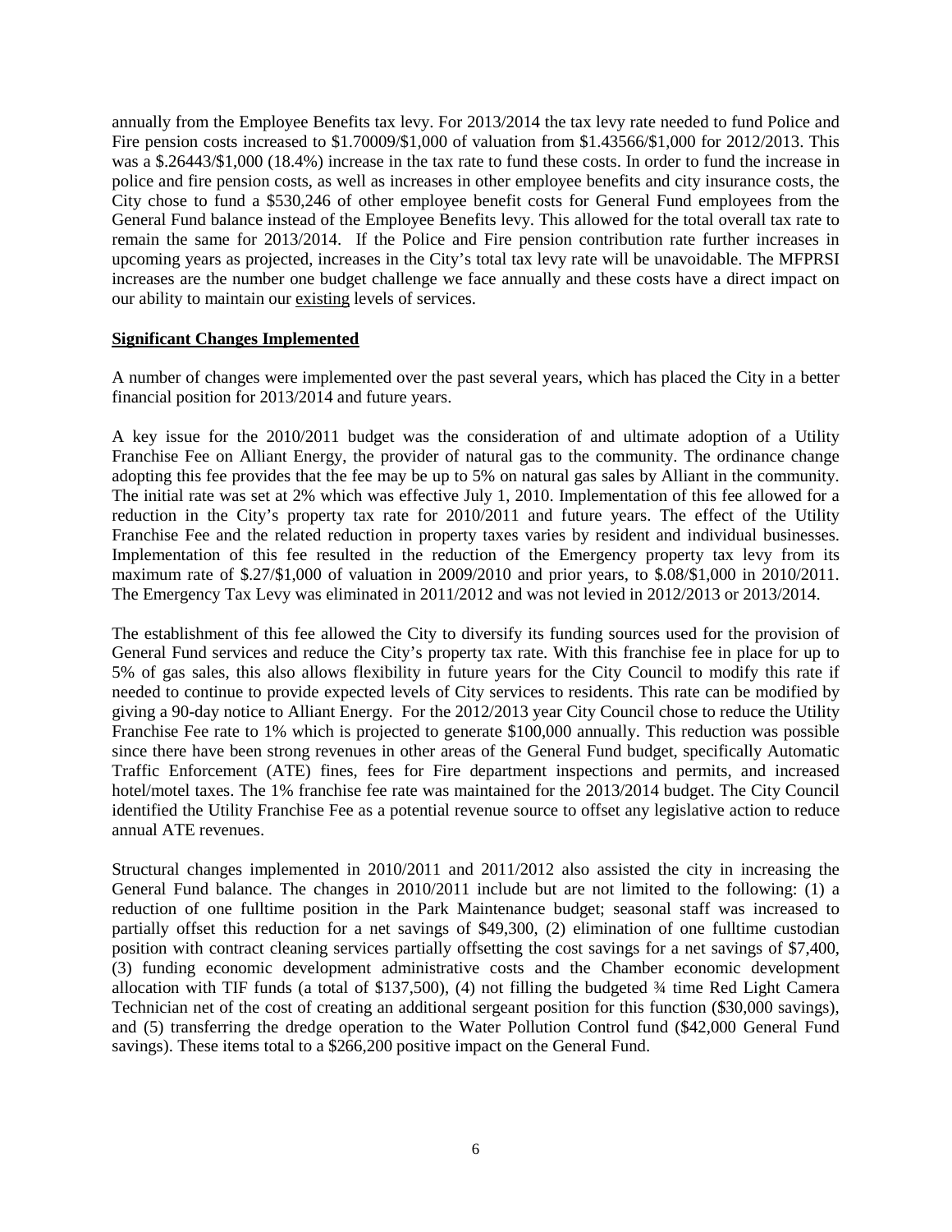annually from the Employee Benefits tax levy. For 2013/2014 the tax levy rate needed to fund Police and Fire pension costs increased to $1.70009/$1,000 of valuation from $1.43566/$1,000 for 2012/2013. This was a $.26443/$1,000 (18.4%) increase in the tax rate to fund these costs. In order to fund the increase in police and fire pension costs, as well as increases in other employee benefits and city insurance costs, the City chose to fund a $530,246 of other employee benefit costs for General Fund employees from the General Fund balance instead of the Employee Benefits levy. This allowed for the total overall tax rate to remain the same for 2013/2014. If the Police and Fire pension contribution rate further increases in upcoming years as projected, increases in the City's total tax levy rate will be unavoidable. The MFPRSI increases are the number one budget challenge we face annually and these costs have a direct impact on our ability to maintain our existing levels of services.

## Significant Changes Implemented

A number of changes were implemented over the past several years, which has placed the City in a better financial position for 2013/2014 and future years.

A key issue for the 2010/2011 budget was the consideration of and ultimate adoption of a Utility Franchise Fee on Alliant Energy, the provider of natural gas to the community. The ordinance change adopting this fee provides that the fee may be up to 5% on natural gas sales by Alliant in the community. The initial rate was set at 2% which was effective July 1, 2010. Implementation of this fee allowed for a reduction in the City's property tax rate for 2010/2011 and future years. The effect of the Utility Franchise Fee and the related reduction in property taxes varies by resident and individual businesses. Implementation of this fee resulted in the reduction of the Emergency property tax levy from its maximum rate of $.27/$1,000 of valuation in 2009/2010 and prior years, to $.08/$1,000 in 2010/2011. The Emergency Tax Levy was eliminated in 2011/2012 and was not levied in 2012/2013 or 2013/2014.

The establishment of this fee allowed the City to diversify its funding sources used for the provision of General Fund services and reduce the City's property tax rate. With this franchise fee in place for up to 5% of gas sales, this also allows flexibility in future years for the City Council to modify this rate if needed to continue to provide expected levels of City services to residents. This rate can be modified by giving a 90-day notice to Alliant Energy. For the 2012/2013 year City Council chose to reduce the Utility Franchise Fee rate to 1% which is projected to generate $100,000 annually. This reduction was possible since there have been strong revenues in other areas of the General Fund budget, specifically Automatic Traffic Enforcement (ATE) fines, fees for Fire department inspections and permits, and increased hotel/motel taxes. The 1% franchise fee rate was maintained for the 2013/2014 budget. The City Council identified the Utility Franchise Fee as a potential revenue source to offset any legislative action to reduce annual ATE revenues.

Structural changes implemented in 2010/2011 and 2011/2012 also assisted the city in increasing the General Fund balance. The changes in 2010/2011 include but are not limited to the following: (1) a reduction of one fulltime position in the Park Maintenance budget; seasonal staff was increased to partially offset this reduction for a net savings of $49,300, (2) elimination of one fulltime custodian position with contract cleaning services partially offsetting the cost savings for a net savings of $7,400, (3) funding economic development administrative costs and the Chamber economic development allocation with TIF funds (a total of $137,500), (4) not filling the budgeted ¾ time Red Light Camera Technician net of the cost of creating an additional sergeant position for this function ($30,000 savings), and (5) transferring the dredge operation to the Water Pollution Control fund ($42,000 General Fund savings). These items total to a $266,200 positive impact on the General Fund.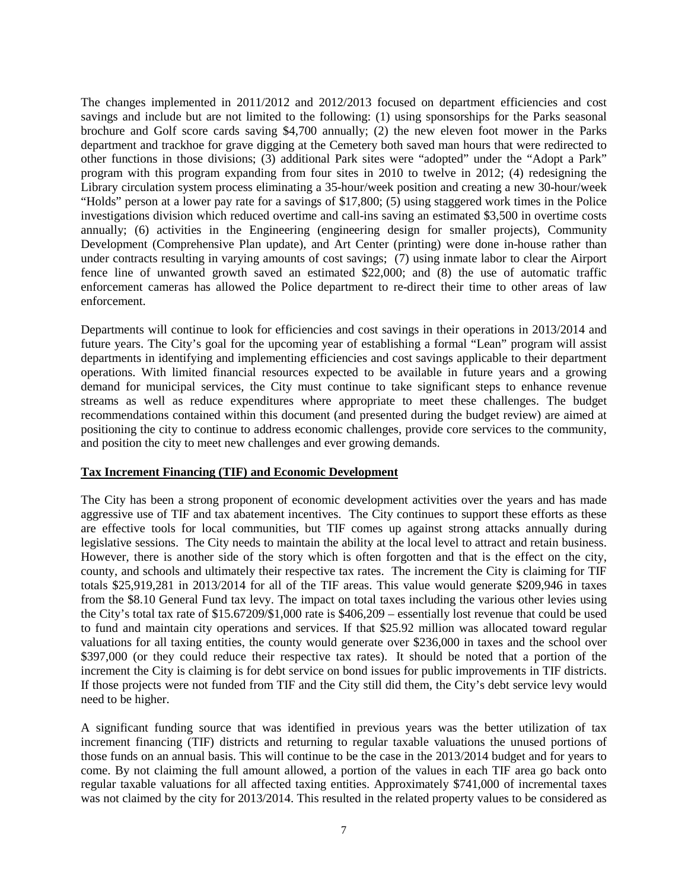The changes implemented in 2011/2012 and 2012/2013 focused on department efficiencies and cost savings and include but are not limited to the following: (1) using sponsorships for the Parks seasonal brochure and Golf score cards saving $4,700 annually; (2) the new eleven foot mower in the Parks department and trackhoe for grave digging at the Cemetery both saved man hours that were redirected to other functions in those divisions; (3) additional Park sites were "adopted" under the "Adopt a Park" program with this program expanding from four sites in 2010 to twelve in 2012; (4) redesigning the Library circulation system process eliminating a 35-hour/week position and creating a new 30-hour/week "Holds" person at a lower pay rate for a savings of $17,800; (5) using staggered work times in the Police investigations division which reduced overtime and call-ins saving an estimated $3,500 in overtime costs annually; (6) activities in the Engineering (engineering design for smaller projects), Community Development (Comprehensive Plan update), and Art Center (printing) were done in-house rather than under contracts resulting in varying amounts of cost savings; (7) using inmate labor to clear the Airport fence line of unwanted growth saved an estimated $22,000; and (8) the use of automatic traffic enforcement cameras has allowed the Police department to re-direct their time to other areas of law enforcement.

Departments will continue to look for efficiencies and cost savings in their operations in 2013/2014 and future years. The City's goal for the upcoming year of establishing a formal "Lean" program will assist departments in identifying and implementing efficiencies and cost savings applicable to their department operations. With limited financial resources expected to be available in future years and a growing demand for municipal services, the City must continue to take significant steps to enhance revenue streams as well as reduce expenditures where appropriate to meet these challenges. The budget recommendations contained within this document (and presented during the budget review) are aimed at positioning the city to continue to address economic challenges, provide core services to the community, and position the city to meet new challenges and ever growing demands.

**Tax Increment Financing (TIF) and Economic Development**

The City has been a strong proponent of economic development activities over the years and has made aggressive use of TIF and tax abatement incentives. The City continues to support these efforts as these are effective tools for local communities, but TIF comes up against strong attacks annually during legislative sessions. The City needs to maintain the ability at the local level to attract and retain business. However, there is another side of the story which is often forgotten and that is the effect on the city, county, and schools and ultimately their respective tax rates. The increment the City is claiming for TIF totals $25,919,281 in 2013/2014 for all of the TIF areas. This value would generate $209,946 in taxes from the $8.10 General Fund tax levy. The impact on total taxes including the various other levies using the City's total tax rate of $15.67209/$1,000 rate is $406,209 – essentially lost revenue that could be used to fund and maintain city operations and services. If that $25.92 million was allocated toward regular valuations for all taxing entities, the county would generate over $236,000 in taxes and the school over $397,000 (or they could reduce their respective tax rates). It should be noted that a portion of the increment the City is claiming is for debt service on bond issues for public improvements in TIF districts. If those projects were not funded from TIF and the City still did them, the City's debt service levy would need to be higher.

A significant funding source that was identified in previous years was the better utilization of tax increment financing (TIF) districts and returning to regular taxable valuations the unused portions of those funds on an annual basis. This will continue to be the case in the 2013/2014 budget and for years to come. By not claiming the full amount allowed, a portion of the values in each TIF area go back onto regular taxable valuations for all affected taxing entities. Approximately $741,000 of incremental taxes was not claimed by the city for 2013/2014. This resulted in the related property values to be considered as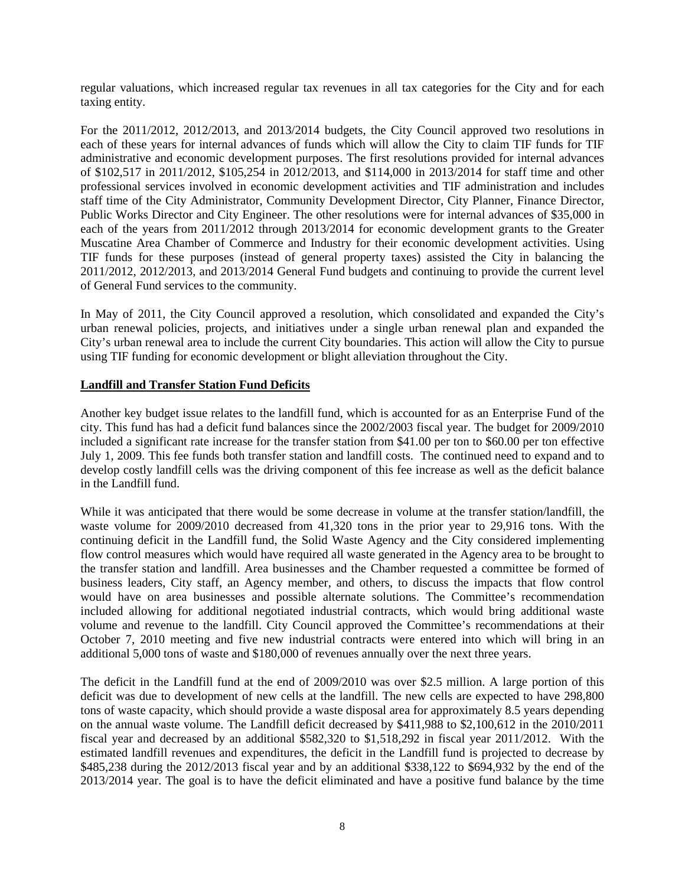regular valuations, which increased regular tax revenues in all tax categories for the City and for each taxing entity.

For the 2011/2012, 2012/2013, and 2013/2014 budgets, the City Council approved two resolutions in each of these years for internal advances of funds which will allow the City to claim TIF funds for TIF administrative and economic development purposes. The first resolutions provided for internal advances of $102,517 in 2011/2012, $105,254 in 2012/2013, and $114,000 in 2013/2014 for staff time and other professional services involved in economic development activities and TIF administration and includes staff time of the City Administrator, Community Development Director, City Planner, Finance Director, Public Works Director and City Engineer. The other resolutions were for internal advances of $35,000 in each of the years from 2011/2012 through 2013/2014 for economic development grants to the Greater Muscatine Area Chamber of Commerce and Industry for their economic development activities. Using TIF funds for these purposes (instead of general property taxes) assisted the City in balancing the 2011/2012, 2012/2013, and 2013/2014 General Fund budgets and continuing to provide the current level of General Fund services to the community.

In May of 2011, the City Council approved a resolution, which consolidated and expanded the City's urban renewal policies, projects, and initiatives under a single urban renewal plan and expanded the City's urban renewal area to include the current City boundaries. This action will allow the City to pursue using TIF funding for economic development or blight alleviation throughout the City.

**Landfill and Transfer Station Fund Deficits**

Another key budget issue relates to the landfill fund, which is accounted for as an Enterprise Fund of the city. This fund has had a deficit fund balances since the 2002/2003 fiscal year. The budget for 2009/2010 included a significant rate increase for the transfer station from $41.00 per ton to $60.00 per ton effective July 1, 2009. This fee funds both transfer station and landfill costs. The continued need to expand and to develop costly landfill cells was the driving component of this fee increase as well as the deficit balance in the Landfill fund.

While it was anticipated that there would be some decrease in volume at the transfer station/landfill, the waste volume for 2009/2010 decreased from 41,320 tons in the prior year to 29,916 tons. With the continuing deficit in the Landfill fund, the Solid Waste Agency and the City considered implementing flow control measures which would have required all waste generated in the Agency area to be brought to the transfer station and landfill. Area businesses and the Chamber requested a committee be formed of business leaders, City staff, an Agency member, and others, to discuss the impacts that flow control would have on area businesses and possible alternate solutions. The Committee's recommendation included allowing for additional negotiated industrial contracts, which would bring additional waste volume and revenue to the landfill. City Council approved the Committee's recommendations at their October 7, 2010 meeting and five new industrial contracts were entered into which will bring in an additional 5,000 tons of waste and $180,000 of revenues annually over the next three years.

The deficit in the Landfill fund at the end of 2009/2010 was over $2.5 million. A large portion of this deficit was due to development of new cells at the landfill. The new cells are expected to have 298,800 tons of waste capacity, which should provide a waste disposal area for approximately 8.5 years depending on the annual waste volume. The Landfill deficit decreased by $411,988 to $2,100,612 in the 2010/2011 fiscal year and decreased by an additional $582,320 to $1,518,292 in fiscal year 2011/2012. With the estimated landfill revenues and expenditures, the deficit in the Landfill fund is projected to decrease by $485,238 during the 2012/2013 fiscal year and by an additional $338,122 to $694,932 by the end of the 2013/2014 year. The goal is to have the deficit eliminated and have a positive fund balance by the time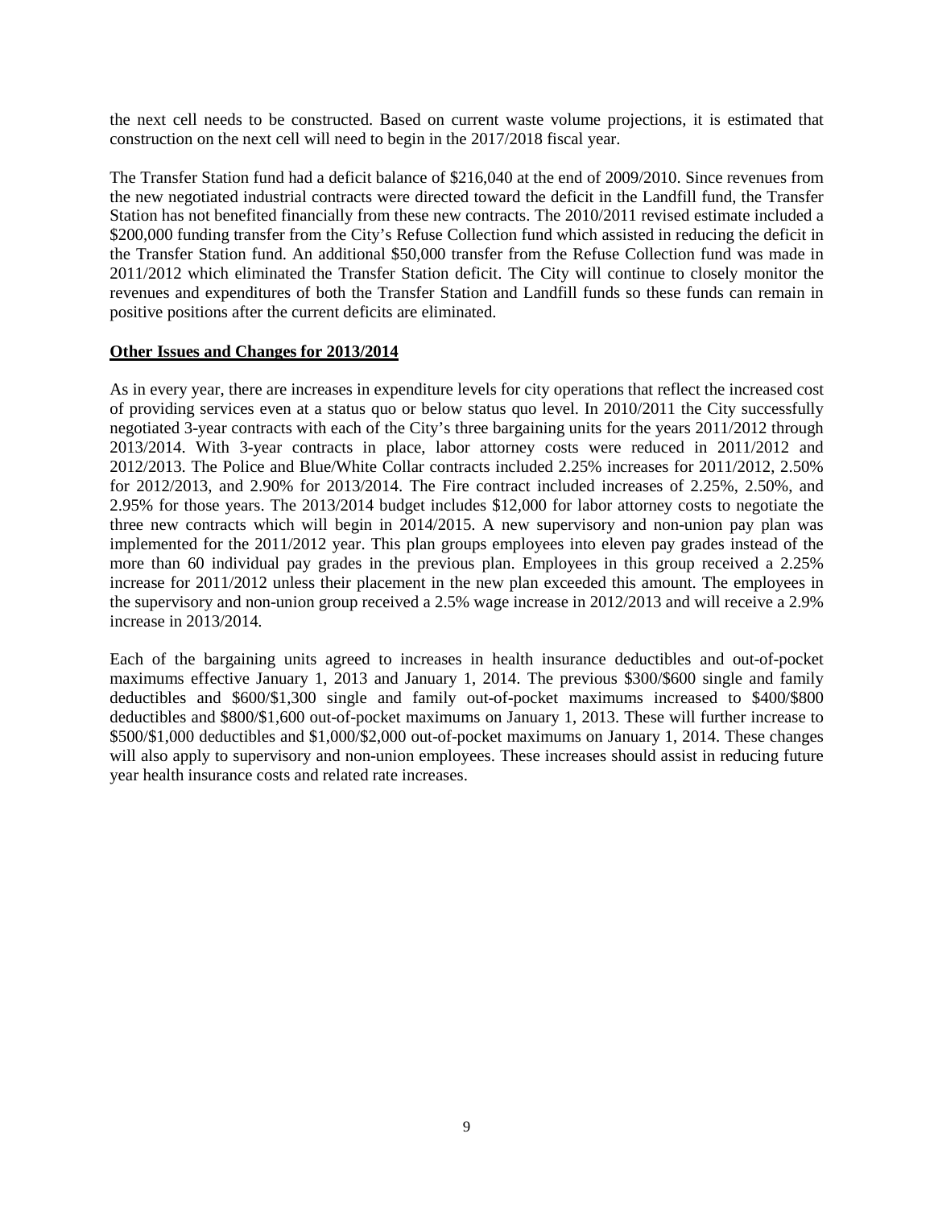the next cell needs to be constructed. Based on current waste volume projections, it is estimated that construction on the next cell will need to begin in the 2017/2018 fiscal year.

The Transfer Station fund had a deficit balance of $216,040 at the end of 2009/2010. Since revenues from the new negotiated industrial contracts were directed toward the deficit in the Landfill fund, the Transfer Station has not benefited financially from these new contracts. The 2010/2011 revised estimate included a $200,000 funding transfer from the City's Refuse Collection fund which assisted in reducing the deficit in the Transfer Station fund. An additional $50,000 transfer from the Refuse Collection fund was made in 2011/2012 which eliminated the Transfer Station deficit. The City will continue to closely monitor the revenues and expenditures of both the Transfer Station and Landfill funds so these funds can remain in positive positions after the current deficits are eliminated.

**Other Issues and Changes for 2013/2014**

As in every year, there are increases in expenditure levels for city operations that reflect the increased cost of providing services even at a status quo or below status quo level. In 2010/2011 the City successfully negotiated 3-year contracts with each of the City's three bargaining units for the years 2011/2012 through 2013/2014. With 3-year contracts in place, labor attorney costs were reduced in 2011/2012 and 2012/2013. The Police and Blue/White Collar contracts included 2.25% increases for 2011/2012, 2.50% for 2012/2013, and 2.90% for 2013/2014. The Fire contract included increases of 2.25%, 2.50%, and 2.95% for those years. The 2013/2014 budget includes $12,000 for labor attorney costs to negotiate the three new contracts which will begin in 2014/2015. A new supervisory and non-union pay plan was implemented for the 2011/2012 year. This plan groups employees into eleven pay grades instead of the more than 60 individual pay grades in the previous plan. Employees in this group received a 2.25% increase for 2011/2012 unless their placement in the new plan exceeded this amount. The employees in the supervisory and non-union group received a 2.5% wage increase in 2012/2013 and will receive a 2.9% increase in 2013/2014.

Each of the bargaining units agreed to increases in health insurance deductibles and out-of-pocket maximums effective January 1, 2013 and January 1, 2014. The previous $300/$600 single and family deductibles and $600/$1,300 single and family out-of-pocket maximums increased to $400/$800 deductibles and $800/$1,600 out-of-pocket maximums on January 1, 2013. These will further increase to $500/$1,000 deductibles and $1,000/$2,000 out-of-pocket maximums on January 1, 2014. These changes will also apply to supervisory and non-union employees. These increases should assist in reducing future year health insurance costs and related rate increases.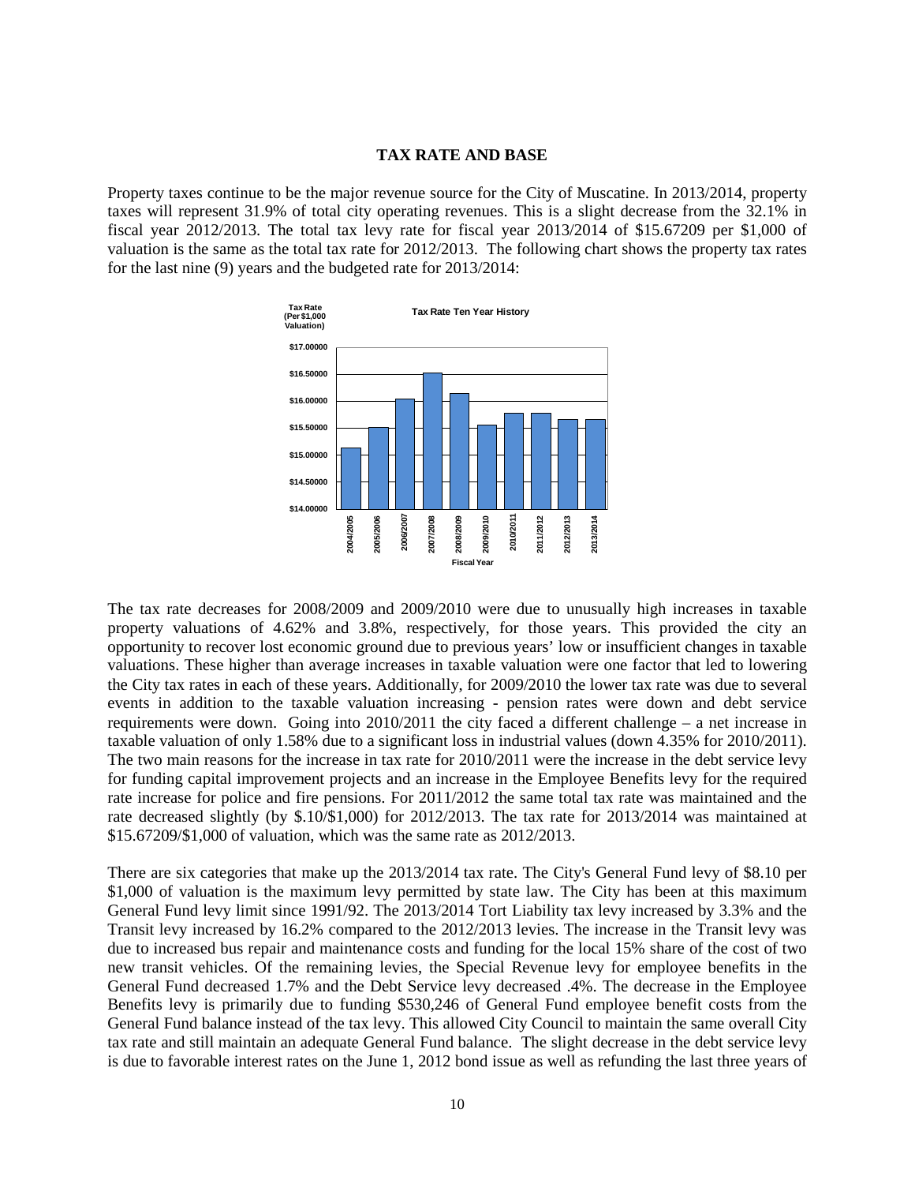# TAX RATE AND BASE

Property taxes continue to be the major revenue source for the City of Muscatine. In 2013/2014, property taxes will represent 31.9% of total city operating revenues. This is a slight decrease from the 32.1% in fiscal year 2012/2013. The total tax levy rate for fiscal year 2013/2014 of $15.67209 per $1,000 of valuation is the same as the total tax rate for 2012/2013. The following chart shows the property tax rates for the last nine (9) years and the budgeted rate for 2013/2014:

The tax rate decreases for 2008/2009 and 2009/2010 were due to unusually high increases in taxable property valuations of 4.62% and 3.8%, respectively, for those years. This provided the city an opportunity to recover lost economic ground due to previous years' low or insufficient changes in taxable valuations. These higher than average increases in taxable valuation were one factor that led to lowering the City tax rates in each of these years. Additionally, for 2009/2010 the lower tax rate was due to several events in addition to the taxable valuation increasing - pension rates were down and debt service requirements were down. Going into 2010/2011 the city faced a different challenge – a net increase in taxable valuation of only 1.58% due to a significant loss in industrial values (down 4.35% for 2010/2011). The two main reasons for the increase in tax rate for 2010/2011 were the increase in the debt service levy for funding capital improvement projects and an increase in the Employee Benefits levy for the required rate increase for police and fire pensions. For 2011/2012 the same total tax rate was maintained and the rate decreased slightly (by $.10/$1,000) for 2012/2013. The tax rate for 2013/2014 was maintained at $15.67209/$1,000 of valuation, which was the same rate as 2012/2013.

There are six categories that make up the 2013/2014 tax rate. The City's General Fund levy of $8.10 per $1,000 of valuation is the maximum levy permitted by state law. The City has been at this maximum General Fund levy limit since 1991/92. The 2013/2014 Tort Liability tax levy increased by 3.3% and the Transit levy increased by 16.2% compared to the 2012/2013 levies. The increase in the Transit levy was due to increased bus repair and maintenance costs and funding for the local 15% share of the cost of two new transit vehicles. Of the remaining levies, the Special Revenue levy for employee benefits in the General Fund decreased 1.7% and the Debt Service levy decreased .4%. The decrease in the Employee Benefits levy is primarily due to funding $530,246 of General Fund employee benefit costs from the General Fund balance instead of the tax levy. This allowed City Council to maintain the same overall City tax rate and still maintain an adequate General Fund balance. The slight decrease in the debt service levy is due to favorable interest rates on the June 1, 2012 bond issue as well as refunding the last three years of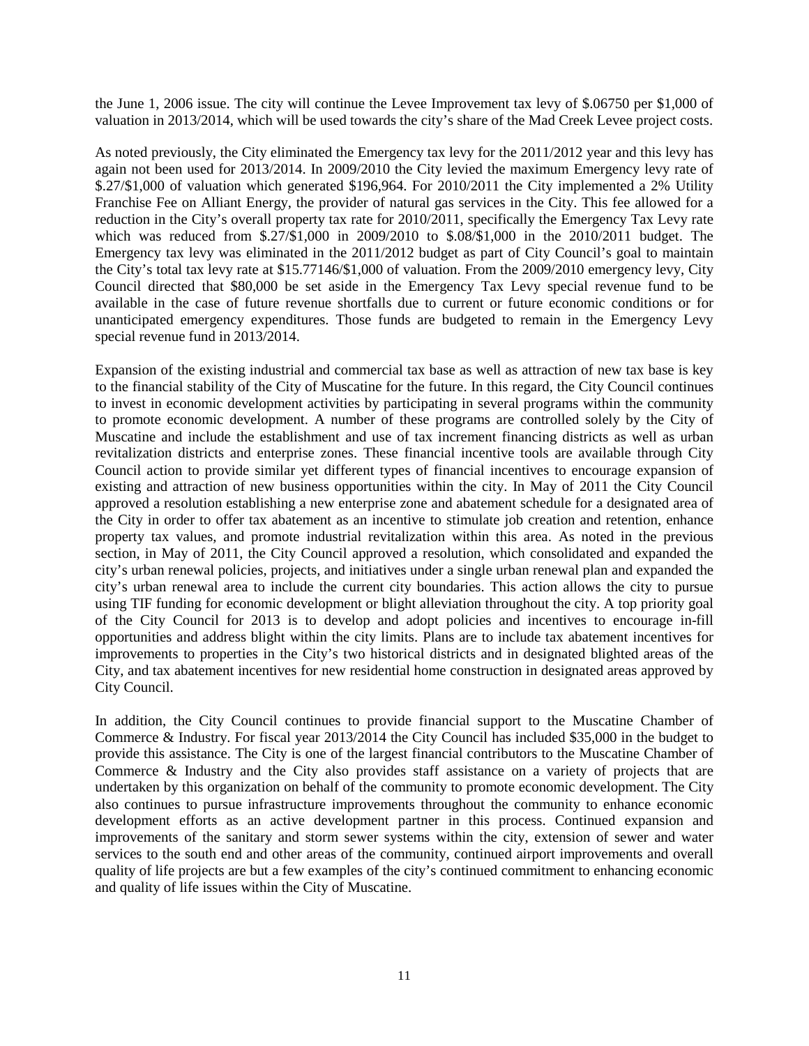the June 1, 2006 issue. The city will continue the Levee Improvement tax levy of $.06750 per $1,000 of valuation in 2013/2014, which will be used towards the city's share of the Mad Creek Levee project costs.

As noted previously, the City eliminated the Emergency tax levy for the 2011/2012 year and this levy has again not been used for 2013/2014. In 2009/2010 the City levied the maximum Emergency levy rate of $.27/$1,000 of valuation which generated $196,964. For 2010/2011 the City implemented a 2% Utility Franchise Fee on Alliant Energy, the provider of natural gas services in the City. This fee allowed for a reduction in the City's overall property tax rate for 2010/2011, specifically the Emergency Tax Levy rate which was reduced from $.27/$1,000 in 2009/2010 to $.08/$1,000 in the 2010/2011 budget. The Emergency tax levy was eliminated in the 2011/2012 budget as part of City Council's goal to maintain the City's total tax levy rate at $15.77146/$1,000 of valuation. From the 2009/2010 emergency levy, City Council directed that $80,000 be set aside in the Emergency Tax Levy special revenue fund to be available in the case of future revenue shortfalls due to current or future economic conditions or for unanticipated emergency expenditures. Those funds are budgeted to remain in the Emergency Levy special revenue fund in 2013/2014.

Expansion of the existing industrial and commercial tax base as well as attraction of new tax base is key to the financial stability of the City of Muscatine for the future. In this regard, the City Council continues to invest in economic development activities by participating in several programs within the community to promote economic development. A number of these programs are controlled solely by the City of Muscatine and include the establishment and use of tax increment financing districts as well as urban revitalization districts and enterprise zones. These financial incentive tools are available through City Council action to provide similar yet different types of financial incentives to encourage expansion of existing and attraction of new business opportunities within the city. In May of 2011 the City Council approved a resolution establishing a new enterprise zone and abatement schedule for a designated area of the City in order to offer tax abatement as an incentive to stimulate job creation and retention, enhance property tax values, and promote industrial revitalization within this area. As noted in the previous section, in May of 2011, the City Council approved a resolution, which consolidated and expanded the city's urban renewal policies, projects, and initiatives under a single urban renewal plan and expanded the city's urban renewal area to include the current city boundaries. This action allows the city to pursue using TIF funding for economic development or blight alleviation throughout the city. A top priority goal of the City Council for 2013 is to develop and adopt policies and incentives to encourage in-fill opportunities and address blight within the city limits. Plans are to include tax abatement incentives for improvements to properties in the City's two historical districts and in designated blighted areas of the City, and tax abatement incentives for new residential home construction in designated areas approved by City Council.

In addition, the City Council continues to provide financial support to the Muscatine Chamber of Commerce & Industry. For fiscal year 2013/2014 the City Council has included $35,000 in the budget to provide this assistance. The City is one of the largest financial contributors to the Muscatine Chamber of Commerce & Industry and the City also provides staff assistance on a variety of projects that are undertaken by this organization on behalf of the community to promote economic development. The City also continues to pursue infrastructure improvements throughout the community to enhance economic development efforts as an active development partner in this process. Continued expansion and improvements of the sanitary and storm sewer systems within the city, extension of sewer and water services to the south end and other areas of the community, continued airport improvements and overall quality of life projects are but a few examples of the city's continued commitment to enhancing economic and quality of life issues within the City of Muscatine.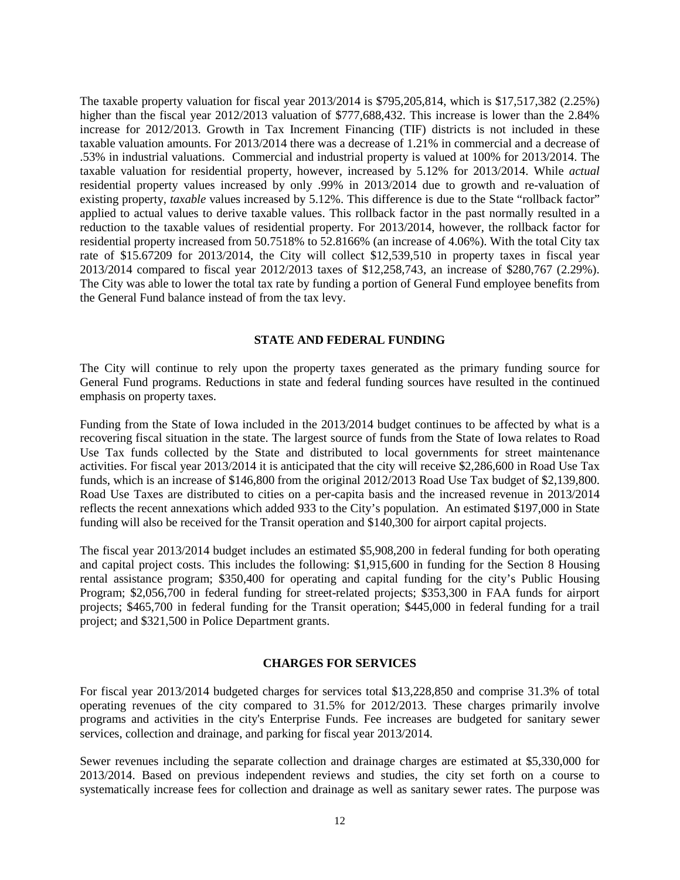The taxable property valuation for fiscal year 2013/2014 is $795,205,814, which is $17,517,382 (2.25%) higher than the fiscal year 2012/2013 valuation of $777,688,432. This increase is lower than the 2.84% increase for 2012/2013. Growth in Tax Increment Financing (TIF) districts is not included in these taxable valuation amounts. For 2013/2014 there was a decrease of 1.21% in commercial and a decrease of .53% in industrial valuations. Commercial and industrial property is valued at 100% for 2013/2014. The taxable valuation for residential property, however, increased by 5.12% for 2013/2014. While *actual* residential property values increased by only .99% in 2013/2014 due to growth and re-valuation of existing property, *taxable* values increased by 5.12%. This difference is due to the State "rollback factor" applied to actual values to derive taxable values. This rollback factor in the past normally resulted in a reduction to the taxable values of residential property. For 2013/2014, however, the rollback factor for residential property increased from 50.7518% to 52.8166% (an increase of 4.06%). With the total City tax rate of $15.67209 for 2013/2014, the City will collect $12,539,510 in property taxes in fiscal year 2013/2014 compared to fiscal year 2012/2013 taxes of $12,258,743, an increase of $280,767 (2.29%). The City was able to lower the total tax rate by funding a portion of General Fund employee benefits from the General Fund balance instead of from the tax levy.

## STATE AND FEDERAL FUNDING

The City will continue to rely upon the property taxes generated as the primary funding source for General Fund programs. Reductions in state and federal funding sources have resulted in the continued emphasis on property taxes.

Funding from the State of Iowa included in the 2013/2014 budget continues to be affected by what is a recovering fiscal situation in the state. The largest source of funds from the State of Iowa relates to Road Use Tax funds collected by the State and distributed to local governments for street maintenance activities. For fiscal year 2013/2014 it is anticipated that the city will receive $2,286,600 in Road Use Tax funds, which is an increase of $146,800 from the original 2012/2013 Road Use Tax budget of $2,139,800. Road Use Taxes are distributed to cities on a per-capita basis and the increased revenue in 2013/2014 reflects the recent annexations which added 933 to the City's population. An estimated $197,000 in State funding will also be received for the Transit operation and $140,300 for airport capital projects.

The fiscal year 2013/2014 budget includes an estimated $5,908,200 in federal funding for both operating and capital project costs. This includes the following: $1,915,600 in funding for the Section 8 Housing rental assistance program; $350,400 for operating and capital funding for the city's Public Housing Program; $2,056,700 in federal funding for street-related projects; $353,300 in FAA funds for airport projects; $465,700 in federal funding for the Transit operation; $445,000 in federal funding for a trail project; and $321,500 in Police Department grants.

## CHARGES FOR SERVICES

For fiscal year 2013/2014 budgeted charges for services total $13,228,850 and comprise 31.3% of total operating revenues of the city compared to 31.5% for 2012/2013. These charges primarily involve programs and activities in the city's Enterprise Funds. Fee increases are budgeted for sanitary sewer services, collection and drainage, and parking for fiscal year 2013/2014.

Sewer revenues including the separate collection and drainage charges are estimated at $5,330,000 for 2013/2014. Based on previous independent reviews and studies, the city set forth on a course to systematically increase fees for collection and drainage as well as sanitary sewer rates. The purpose was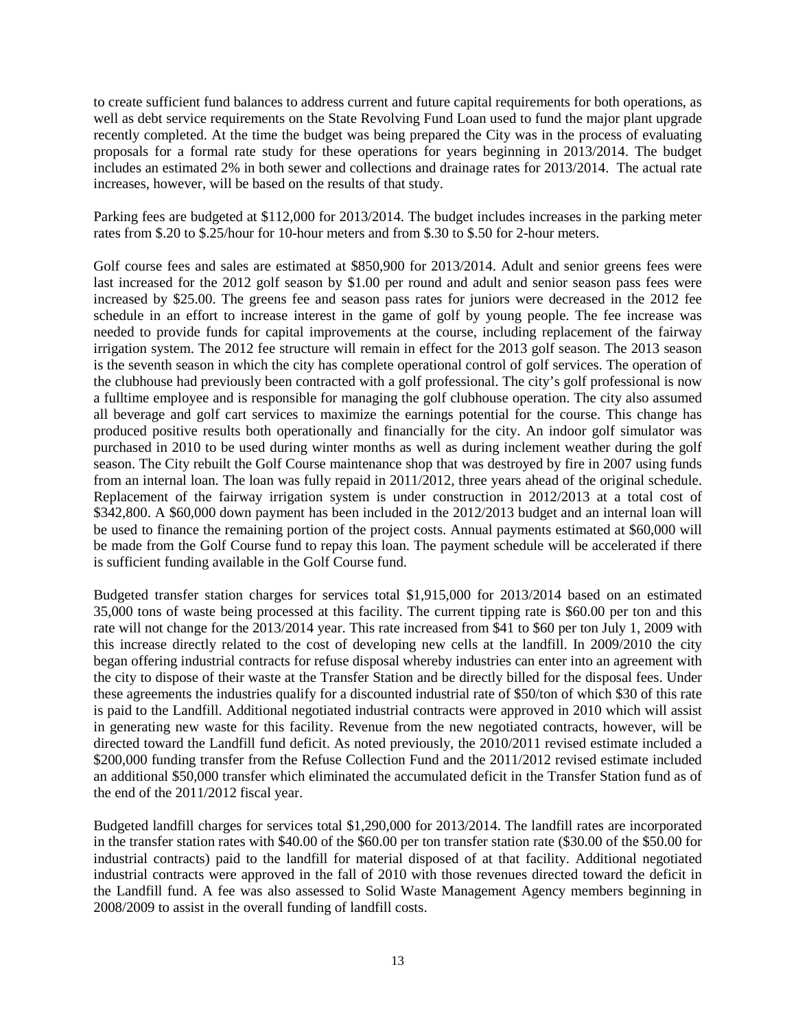to create sufficient fund balances to address current and future capital requirements for both operations, as well as debt service requirements on the State Revolving Fund Loan used to fund the major plant upgrade recently completed. At the time the budget was being prepared the City was in the process of evaluating proposals for a formal rate study for these operations for years beginning in 2013/2014. The budget includes an estimated 2% in both sewer and collections and drainage rates for 2013/2014. The actual rate increases, however, will be based on the results of that study.

Parking fees are budgeted at $112,000 for 2013/2014. The budget includes increases in the parking meter rates from $.20 to $.25/hour for 10-hour meters and from $.30 to $.50 for 2-hour meters.

Golf course fees and sales are estimated at $850,900 for 2013/2014. Adult and senior greens fees were last increased for the 2012 golf season by $1.00 per round and adult and senior season pass fees were increased by $25.00. The greens fee and season pass rates for juniors were decreased in the 2012 fee schedule in an effort to increase interest in the game of golf by young people. The fee increase was needed to provide funds for capital improvements at the course, including replacement of the fairway irrigation system. The 2012 fee structure will remain in effect for the 2013 golf season. The 2013 season is the seventh season in which the city has complete operational control of golf services. The operation of the clubhouse had previously been contracted with a golf professional. The city's golf professional is now a fulltime employee and is responsible for managing the golf clubhouse operation. The city also assumed all beverage and golf cart services to maximize the earnings potential for the course. This change has produced positive results both operationally and financially for the city. An indoor golf simulator was purchased in 2010 to be used during winter months as well as during inclement weather during the golf season. The City rebuilt the Golf Course maintenance shop that was destroyed by fire in 2007 using funds from an internal loan. The loan was fully repaid in 2011/2012, three years ahead of the original schedule. Replacement of the fairway irrigation system is under construction in 2012/2013 at a total cost of $342,800. A $60,000 down payment has been included in the 2012/2013 budget and an internal loan will be used to finance the remaining portion of the project costs. Annual payments estimated at $60,000 will be made from the Golf Course fund to repay this loan. The payment schedule will be accelerated if there is sufficient funding available in the Golf Course fund.

Budgeted transfer station charges for services total $1,915,000 for 2013/2014 based on an estimated 35,000 tons of waste being processed at this facility. The current tipping rate is $60.00 per ton and this rate will not change for the 2013/2014 year. This rate increased from $41 to $60 per ton July 1, 2009 with this increase directly related to the cost of developing new cells at the landfill. In 2009/2010 the city began offering industrial contracts for refuse disposal whereby industries can enter into an agreement with the city to dispose of their waste at the Transfer Station and be directly billed for the disposal fees. Under these agreements the industries qualify for a discounted industrial rate of $50/ton of which $30 of this rate is paid to the Landfill. Additional negotiated industrial contracts were approved in 2010 which will assist in generating new waste for this facility. Revenue from the new negotiated contracts, however, will be directed toward the Landfill fund deficit. As noted previously, the 2010/2011 revised estimate included a $200,000 funding transfer from the Refuse Collection Fund and the 2011/2012 revised estimate included an additional $50,000 transfer which eliminated the accumulated deficit in the Transfer Station fund as of the end of the 2011/2012 fiscal year.

Budgeted landfill charges for services total $1,290,000 for 2013/2014. The landfill rates are incorporated in the transfer station rates with $40.00 of the $60.00 per ton transfer station rate ($30.00 of the $50.00 for industrial contracts) paid to the landfill for material disposed of at that facility. Additional negotiated industrial contracts were approved in the fall of 2010 with those revenues directed toward the deficit in the Landfill fund. A fee was also assessed to Solid Waste Management Agency members beginning in 2008/2009 to assist in the overall funding of landfill costs.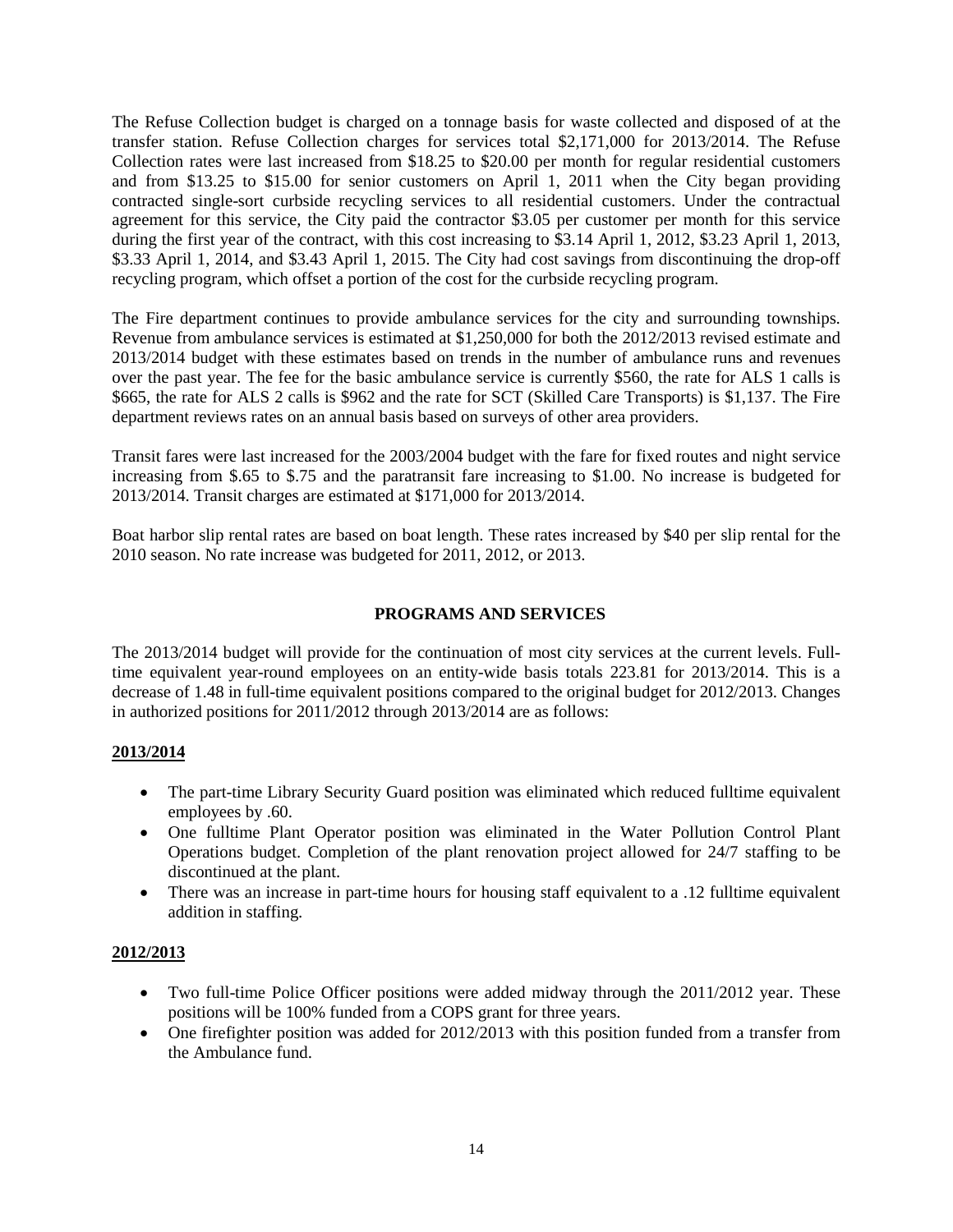The Refuse Collection budget is charged on a tonnage basis for waste collected and disposed of at the transfer station. Refuse Collection charges for services total $2,171,000 for 2013/2014. The Refuse Collection rates were last increased from $18.25 to $20.00 per month for regular residential customers and from $13.25 to $15.00 for senior customers on April 1, 2011 when the City began providing contracted single-sort curbside recycling services to all residential customers. Under the contractual agreement for this service, the City paid the contractor $3.05 per customer per month for this service during the first year of the contract, with this cost increasing to $3.14 April 1, 2012, $3.23 April 1, 2013, $3.33 April 1, 2014, and $3.43 April 1, 2015. The City had cost savings from discontinuing the drop-off recycling program, which offset a portion of the cost for the curbside recycling program.

The Fire department continues to provide ambulance services for the city and surrounding townships. Revenue from ambulance services is estimated at $1,250,000 for both the 2012/2013 revised estimate and 2013/2014 budget with these estimates based on trends in the number of ambulance runs and revenues over the past year. The fee for the basic ambulance service is currently $560, the rate for ALS 1 calls is $665, the rate for ALS 2 calls is $962 and the rate for SCT (Skilled Care Transports) is $1,137. The Fire department reviews rates on an annual basis based on surveys of other area providers.

Transit fares were last increased for the 2003/2004 budget with the fare for fixed routes and night service increasing from $.65 to $.75 and the paratransit fare increasing to $1.00. No increase is budgeted for 2013/2014. Transit charges are estimated at $171,000 for 2013/2014.

Boat harbor slip rental rates are based on boat length. These rates increased by $40 per slip rental for the 2010 season. No rate increase was budgeted for 2011, 2012, or 2013.

## PROGRAMS AND SERVICES

The 2013/2014 budget will provide for the continuation of most city services at the current levels. Full-time equivalent year-round employees on an entity-wide basis totals 223.81 for 2013/2014. This is a decrease of 1.48 in full-time equivalent positions compared to the original budget for 2012/2013. Changes in authorized positions for 2011/2012 through 2013/2014 are as follows:

**2013/2014**

- The part-time Library Security Guard position was eliminated which reduced fulltime equivalent employees by .60.
- One fulltime Plant Operator position was eliminated in the Water Pollution Control Plant Operations budget. Completion of the plant renovation project allowed for 24/7 staffing to be discontinued at the plant.
- There was an increase in part-time hours for housing staff equivalent to a .12 fulltime equivalent addition in staffing.

**2012/2013**

- Two full-time Police Officer positions were added midway through the 2011/2012 year. These positions will be 100% funded from a COPS grant for three years.
- One firefighter position was added for 2012/2013 with this position funded from a transfer from the Ambulance fund.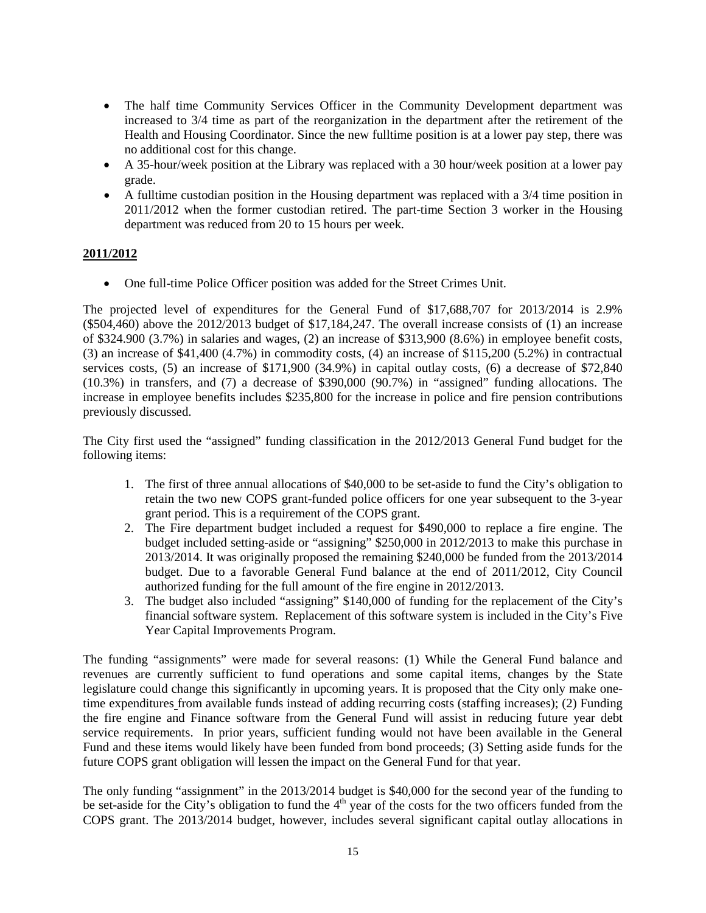- The half time Community Services Officer in the Community Development department was increased to 3/4 time as part of the reorganization in the department after the retirement of the Health and Housing Coordinator. Since the new fulltime position is at a lower pay step, there was no additional cost for this change.
- A 35-hour/week position at the Library was replaced with a 30 hour/week position at a lower pay grade.
- A fulltime custodian position in the Housing department was replaced with a 3/4 time position in 2011/2012 when the former custodian retired. The part-time Section 3 worker in the Housing department was reduced from 20 to 15 hours per week.

**2011/2012**

- One full-time Police Officer position was added for the Street Crimes Unit.

The projected level of expenditures for the General Fund of $17,688,707 for 2013/2014 is 2.9% ($504,460) above the 2012/2013 budget of $17,184,247. The overall increase consists of (1) an increase of $324.900 (3.7%) in salaries and wages, (2) an increase of $313,900 (8.6%) in employee benefit costs, (3) an increase of $41,400 (4.7%) in commodity costs, (4) an increase of $115,200 (5.2%) in contractual services costs, (5) an increase of $171,900 (34.9%) in capital outlay costs, (6) a decrease of $72,840 (10.3%) in transfers, and (7) a decrease of $390,000 (90.7%) in "assigned" funding allocations. The increase in employee benefits includes $235,800 for the increase in police and fire pension contributions previously discussed.

The City first used the "assigned" funding classification in the 2012/2013 General Fund budget for the following items:

1. The first of three annual allocations of $40,000 to be set-aside to fund the City's obligation to retain the two new COPS grant-funded police officers for one year subsequent to the 3-year grant period. This is a requirement of the COPS grant.
2. The Fire department budget included a request for $490,000 to replace a fire engine. The budget included setting-aside or "assigning" $250,000 in 2012/2013 to make this purchase in 2013/2014. It was originally proposed the remaining $240,000 be funded from the 2013/2014 budget. Due to a favorable General Fund balance at the end of 2011/2012, City Council authorized funding for the full amount of the fire engine in 2012/2013.
3. The budget also included "assigning" $140,000 of funding for the replacement of the City's financial software system. Replacement of this software system is included in the City's Five Year Capital Improvements Program.

The funding "assignments" were made for several reasons: (1) While the General Fund balance and revenues are currently sufficient to fund operations and some capital items, changes by the State legislature could change this significantly in upcoming years. It is proposed that the City only make one-time expenditures from available funds instead of adding recurring costs (staffing increases); (2) Funding the fire engine and Finance software from the General Fund will assist in reducing future year debt service requirements. In prior years, sufficient funding would not have been available in the General Fund and these items would likely have been funded from bond proceeds; (3) Setting aside funds for the future COPS grant obligation will lessen the impact on the General Fund for that year.

The only funding "assignment" in the 2013/2014 budget is $40,000 for the second year of the funding to be set-aside for the City's obligation to fund the 4th year of the costs for the two officers funded from the COPS grant. The 2013/2014 budget, however, includes several significant capital outlay allocations in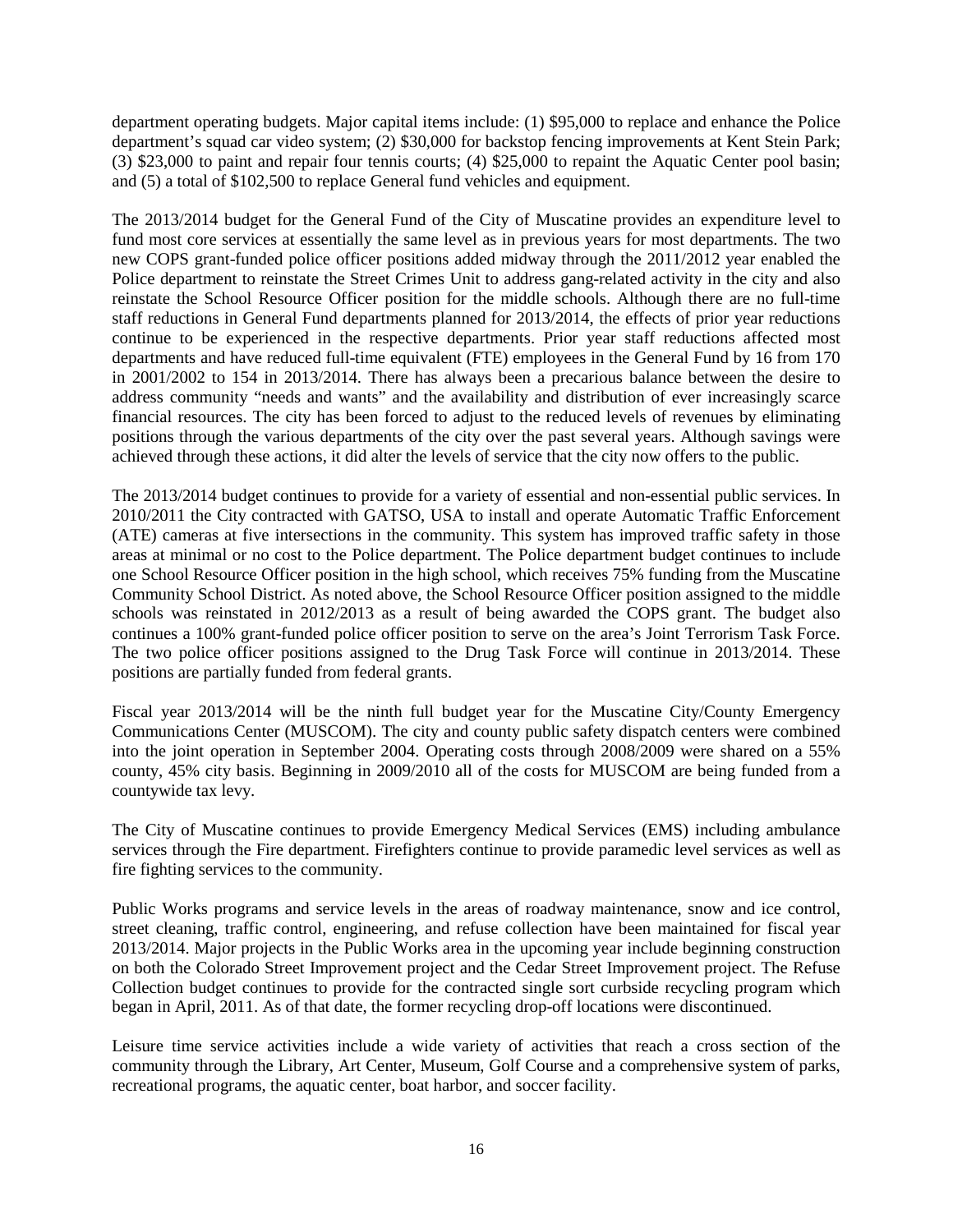department operating budgets. Major capital items include: (1) $95,000 to replace and enhance the Police department's squad car video system; (2) $30,000 for backstop fencing improvements at Kent Stein Park; (3) $23,000 to paint and repair four tennis courts; (4) $25,000 to repaint the Aquatic Center pool basin; and (5) a total of $102,500 to replace General fund vehicles and equipment.

The 2013/2014 budget for the General Fund of the City of Muscatine provides an expenditure level to fund most core services at essentially the same level as in previous years for most departments. The two new COPS grant-funded police officer positions added midway through the 2011/2012 year enabled the Police department to reinstate the Street Crimes Unit to address gang-related activity in the city and also reinstate the School Resource Officer position for the middle schools. Although there are no full-time staff reductions in General Fund departments planned for 2013/2014, the effects of prior year reductions continue to be experienced in the respective departments. Prior year staff reductions affected most departments and have reduced full-time equivalent (FTE) employees in the General Fund by 16 from 170 in 2001/2002 to 154 in 2013/2014. There has always been a precarious balance between the desire to address community "needs and wants" and the availability and distribution of ever increasingly scarce financial resources. The city has been forced to adjust to the reduced levels of revenues by eliminating positions through the various departments of the city over the past several years. Although savings were achieved through these actions, it did alter the levels of service that the city now offers to the public.

The 2013/2014 budget continues to provide for a variety of essential and non-essential public services. In 2010/2011 the City contracted with GATSO, USA to install and operate Automatic Traffic Enforcement (ATE) cameras at five intersections in the community. This system has improved traffic safety in those areas at minimal or no cost to the Police department. The Police department budget continues to include one School Resource Officer position in the high school, which receives 75% funding from the Muscatine Community School District. As noted above, the School Resource Officer position assigned to the middle schools was reinstated in 2012/2013 as a result of being awarded the COPS grant. The budget also continues a 100% grant-funded police officer position to serve on the area's Joint Terrorism Task Force. The two police officer positions assigned to the Drug Task Force will continue in 2013/2014. These positions are partially funded from federal grants.

Fiscal year 2013/2014 will be the ninth full budget year for the Muscatine City/County Emergency Communications Center (MUSCOM). The city and county public safety dispatch centers were combined into the joint operation in September 2004. Operating costs through 2008/2009 were shared on a 55% county, 45% city basis. Beginning in 2009/2010 all of the costs for MUSCOM are being funded from a countywide tax levy.

The City of Muscatine continues to provide Emergency Medical Services (EMS) including ambulance services through the Fire department. Firefighters continue to provide paramedic level services as well as fire fighting services to the community.

Public Works programs and service levels in the areas of roadway maintenance, snow and ice control, street cleaning, traffic control, engineering, and refuse collection have been maintained for fiscal year 2013/2014. Major projects in the Public Works area in the upcoming year include beginning construction on both the Colorado Street Improvement project and the Cedar Street Improvement project. The Refuse Collection budget continues to provide for the contracted single sort curbside recycling program which began in April, 2011. As of that date, the former recycling drop-off locations were discontinued.

Leisure time service activities include a wide variety of activities that reach a cross section of the community through the Library, Art Center, Museum, Golf Course and a comprehensive system of parks, recreational programs, the aquatic center, boat harbor, and soccer facility.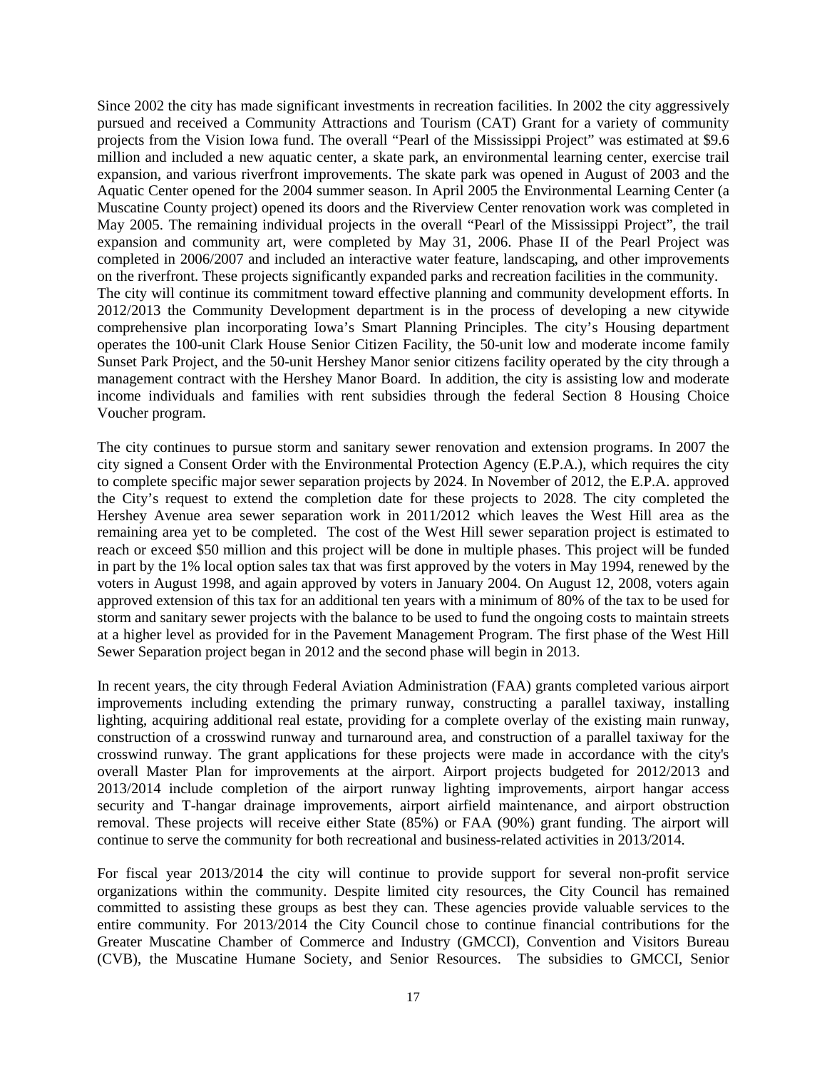Since 2002 the city has made significant investments in recreation facilities. In 2002 the city aggressively pursued and received a Community Attractions and Tourism (CAT) Grant for a variety of community projects from the Vision Iowa fund. The overall "Pearl of the Mississippi Project" was estimated at $9.6 million and included a new aquatic center, a skate park, an environmental learning center, exercise trail expansion, and various riverfront improvements. The skate park was opened in August of 2003 and the Aquatic Center opened for the 2004 summer season. In April 2005 the Environmental Learning Center (a Muscatine County project) opened its doors and the Riverview Center renovation work was completed in May 2005. The remaining individual projects in the overall "Pearl of the Mississippi Project", the trail expansion and community art, were completed by May 31, 2006. Phase II of the Pearl Project was completed in 2006/2007 and included an interactive water feature, landscaping, and other improvements on the riverfront. These projects significantly expanded parks and recreation facilities in the community.
The city will continue its commitment toward effective planning and community development efforts. In 2012/2013 the Community Development department is in the process of developing a new citywide comprehensive plan incorporating Iowa's Smart Planning Principles. The city's Housing department operates the 100-unit Clark House Senior Citizen Facility, the 50-unit low and moderate income family Sunset Park Project, and the 50-unit Hershey Manor senior citizens facility operated by the city through a management contract with the Hershey Manor Board. In addition, the city is assisting low and moderate income individuals and families with rent subsidies through the federal Section 8 Housing Choice Voucher program.

The city continues to pursue storm and sanitary sewer renovation and extension programs. In 2007 the city signed a Consent Order with the Environmental Protection Agency (E.P.A.), which requires the city to complete specific major sewer separation projects by 2024. In November of 2012, the E.P.A. approved the City's request to extend the completion date for these projects to 2028. The city completed the Hershey Avenue area sewer separation work in 2011/2012 which leaves the West Hill area as the remaining area yet to be completed. The cost of the West Hill sewer separation project is estimated to reach or exceed $50 million and this project will be done in multiple phases. This project will be funded in part by the 1% local option sales tax that was first approved by the voters in May 1994, renewed by the voters in August 1998, and again approved by voters in January 2004. On August 12, 2008, voters again approved extension of this tax for an additional ten years with a minimum of 80% of the tax to be used for storm and sanitary sewer projects with the balance to be used to fund the ongoing costs to maintain streets at a higher level as provided for in the Pavement Management Program. The first phase of the West Hill Sewer Separation project began in 2012 and the second phase will begin in 2013.

In recent years, the city through Federal Aviation Administration (FAA) grants completed various airport improvements including extending the primary runway, constructing a parallel taxiway, installing lighting, acquiring additional real estate, providing for a complete overlay of the existing main runway, construction of a crosswind runway and turnaround area, and construction of a parallel taxiway for the crosswind runway. The grant applications for these projects were made in accordance with the city's overall Master Plan for improvements at the airport. Airport projects budgeted for 2012/2013 and 2013/2014 include completion of the airport runway lighting improvements, airport hangar access security and T-hangar drainage improvements, airport airfield maintenance, and airport obstruction removal. These projects will receive either State (85%) or FAA (90%) grant funding. The airport will continue to serve the community for both recreational and business-related activities in 2013/2014.

For fiscal year 2013/2014 the city will continue to provide support for several non-profit service organizations within the community. Despite limited city resources, the City Council has remained committed to assisting these groups as best they can. These agencies provide valuable services to the entire community. For 2013/2014 the City Council chose to continue financial contributions for the Greater Muscatine Chamber of Commerce and Industry (GMCCI), Convention and Visitors Bureau (CVB), the Muscatine Humane Society, and Senior Resources. The subsidies to GMCCI, Senior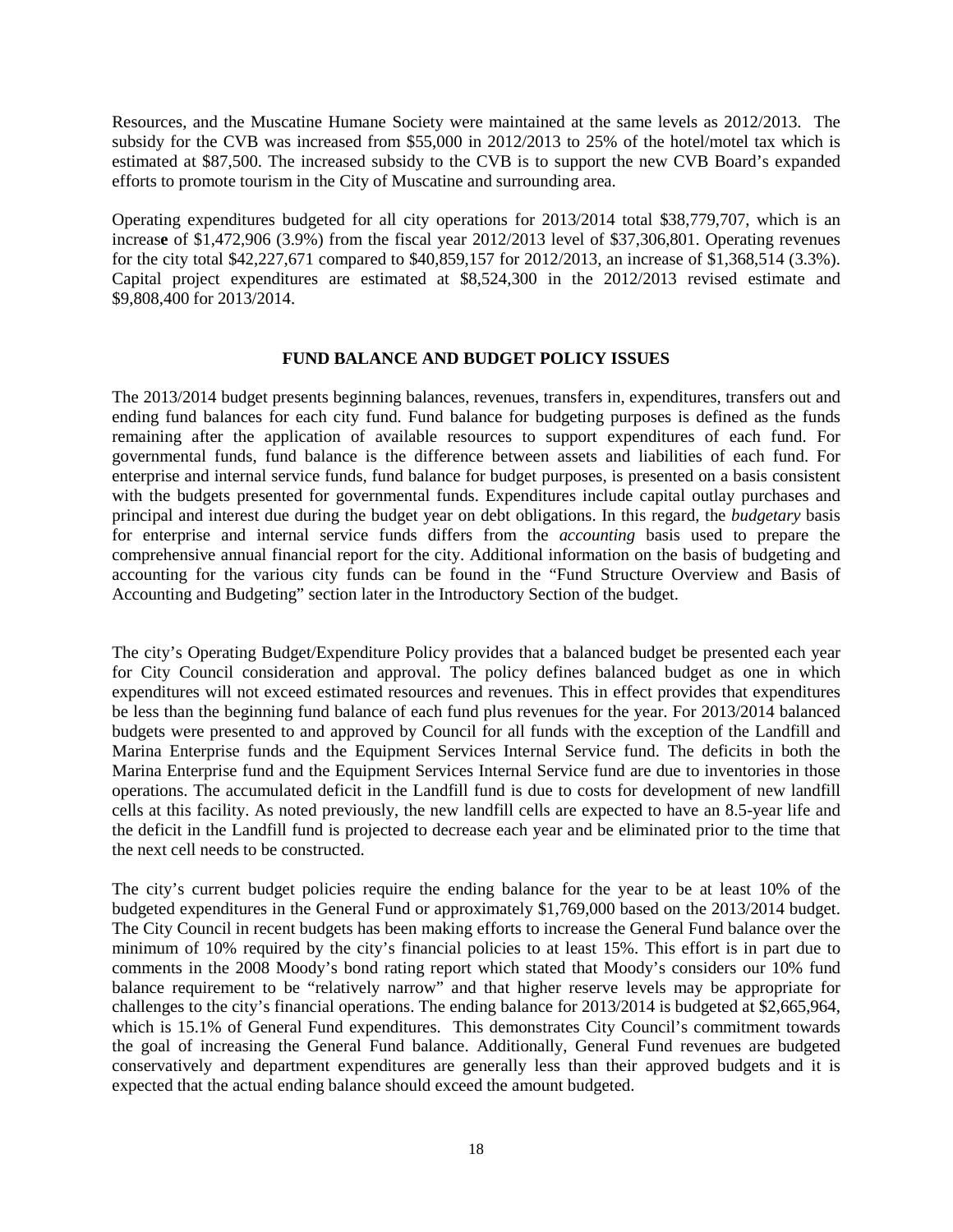Resources, and the Muscatine Humane Society were maintained at the same levels as 2012/2013. The subsidy for the CVB was increased from $55,000 in 2012/2013 to 25% of the hotel/motel tax which is estimated at $87,500. The increased subsidy to the CVB is to support the new CVB Board's expanded efforts to promote tourism in the City of Muscatine and surrounding area.

Operating expenditures budgeted for all city operations for 2013/2014 total $38,779,707, which is an increas**e** of $1,472,906 (3.9%) from the fiscal year 2012/2013 level of $37,306,801. Operating revenues for the city total $42,227,671 compared to $40,859,157 for 2012/2013, an increase of $1,368,514 (3.3%). Capital project expenditures are estimated at $8,524,300 in the 2012/2013 revised estimate and $9,808,400 for 2013/2014.

## FUND BALANCE AND BUDGET POLICY ISSUES

The 2013/2014 budget presents beginning balances, revenues, transfers in, expenditures, transfers out and ending fund balances for each city fund. Fund balance for budgeting purposes is defined as the funds remaining after the application of available resources to support expenditures of each fund. For governmental funds, fund balance is the difference between assets and liabilities of each fund. For enterprise and internal service funds, fund balance for budget purposes, is presented on a basis consistent with the budgets presented for governmental funds. Expenditures include capital outlay purchases and principal and interest due during the budget year on debt obligations. In this regard, the *budgetary* basis for enterprise and internal service funds differs from the *accounting* basis used to prepare the comprehensive annual financial report for the city. Additional information on the basis of budgeting and accounting for the various city funds can be found in the "Fund Structure Overview and Basis of Accounting and Budgeting" section later in the Introductory Section of the budget.

The city's Operating Budget/Expenditure Policy provides that a balanced budget be presented each year for City Council consideration and approval. The policy defines balanced budget as one in which expenditures will not exceed estimated resources and revenues. This in effect provides that expenditures be less than the beginning fund balance of each fund plus revenues for the year. For 2013/2014 balanced budgets were presented to and approved by Council for all funds with the exception of the Landfill and Marina Enterprise funds and the Equipment Services Internal Service fund. The deficits in both the Marina Enterprise fund and the Equipment Services Internal Service fund are due to inventories in those operations. The accumulated deficit in the Landfill fund is due to costs for development of new landfill cells at this facility. As noted previously, the new landfill cells are expected to have an 8.5-year life and the deficit in the Landfill fund is projected to decrease each year and be eliminated prior to the time that the next cell needs to be constructed.

The city's current budget policies require the ending balance for the year to be at least 10% of the budgeted expenditures in the General Fund or approximately $1,769,000 based on the 2013/2014 budget. The City Council in recent budgets has been making efforts to increase the General Fund balance over the minimum of 10% required by the city's financial policies to at least 15%. This effort is in part due to comments in the 2008 Moody's bond rating report which stated that Moody's considers our 10% fund balance requirement to be "relatively narrow" and that higher reserve levels may be appropriate for challenges to the city's financial operations. The ending balance for 2013/2014 is budgeted at $2,665,964, which is 15.1% of General Fund expenditures. This demonstrates City Council's commitment towards the goal of increasing the General Fund balance. Additionally, General Fund revenues are budgeted conservatively and department expenditures are generally less than their approved budgets and it is expected that the actual ending balance should exceed the amount budgeted.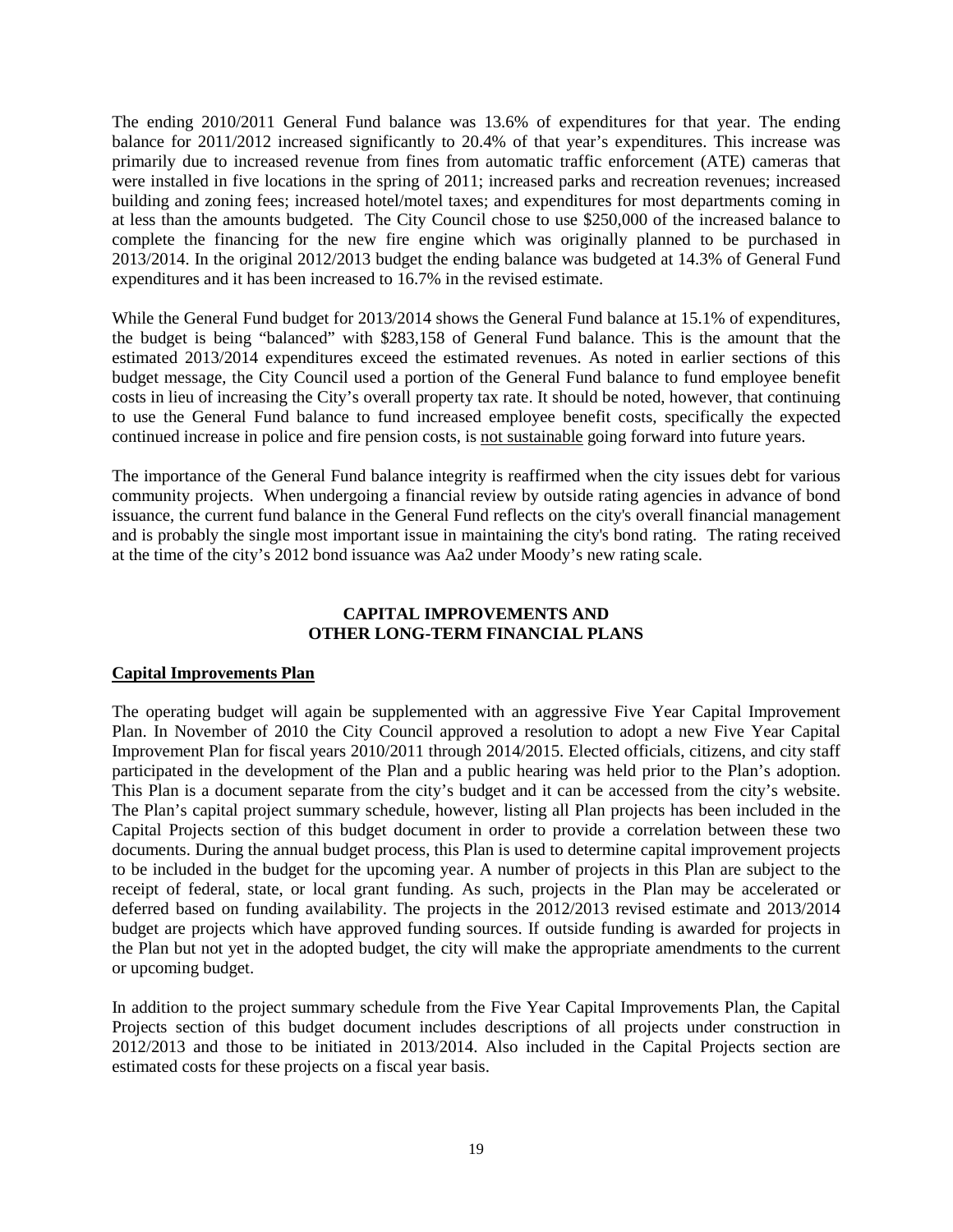The ending 2010/2011 General Fund balance was 13.6% of expenditures for that year. The ending balance for 2011/2012 increased significantly to 20.4% of that year's expenditures. This increase was primarily due to increased revenue from fines from automatic traffic enforcement (ATE) cameras that were installed in five locations in the spring of 2011; increased parks and recreation revenues; increased building and zoning fees; increased hotel/motel taxes; and expenditures for most departments coming in at less than the amounts budgeted. The City Council chose to use $250,000 of the increased balance to complete the financing for the new fire engine which was originally planned to be purchased in 2013/2014. In the original 2012/2013 budget the ending balance was budgeted at 14.3% of General Fund expenditures and it has been increased to 16.7% in the revised estimate.

While the General Fund budget for 2013/2014 shows the General Fund balance at 15.1% of expenditures, the budget is being "balanced" with $283,158 of General Fund balance. This is the amount that the estimated 2013/2014 expenditures exceed the estimated revenues. As noted in earlier sections of this budget message, the City Council used a portion of the General Fund balance to fund employee benefit costs in lieu of increasing the City's overall property tax rate. It should be noted, however, that continuing to use the General Fund balance to fund increased employee benefit costs, specifically the expected continued increase in police and fire pension costs, is <u>not sustainable</u> going forward into future years.

The importance of the General Fund balance integrity is reaffirmed when the city issues debt for various community projects. When undergoing a financial review by outside rating agencies in advance of bond issuance, the current fund balance in the General Fund reflects on the city's overall financial management and is probably the single most important issue in maintaining the city's bond rating. The rating received at the time of the city's 2012 bond issuance was Aa2 under Moody's new rating scale.

## CAPITAL IMPROVEMENTS AND OTHER LONG-TERM FINANCIAL PLANS

### Capital Improvements Plan

The operating budget will again be supplemented with an aggressive Five Year Capital Improvement Plan. In November of 2010 the City Council approved a resolution to adopt a new Five Year Capital Improvement Plan for fiscal years 2010/2011 through 2014/2015. Elected officials, citizens, and city staff participated in the development of the Plan and a public hearing was held prior to the Plan's adoption. This Plan is a document separate from the city's budget and it can be accessed from the city's website. The Plan's capital project summary schedule, however, listing all Plan projects has been included in the Capital Projects section of this budget document in order to provide a correlation between these two documents. During the annual budget process, this Plan is used to determine capital improvement projects to be included in the budget for the upcoming year. A number of projects in this Plan are subject to the receipt of federal, state, or local grant funding. As such, projects in the Plan may be accelerated or deferred based on funding availability. The projects in the 2012/2013 revised estimate and 2013/2014 budget are projects which have approved funding sources. If outside funding is awarded for projects in the Plan but not yet in the adopted budget, the city will make the appropriate amendments to the current or upcoming budget.

In addition to the project summary schedule from the Five Year Capital Improvements Plan, the Capital Projects section of this budget document includes descriptions of all projects under construction in 2012/2013 and those to be initiated in 2013/2014. Also included in the Capital Projects section are estimated costs for these projects on a fiscal year basis.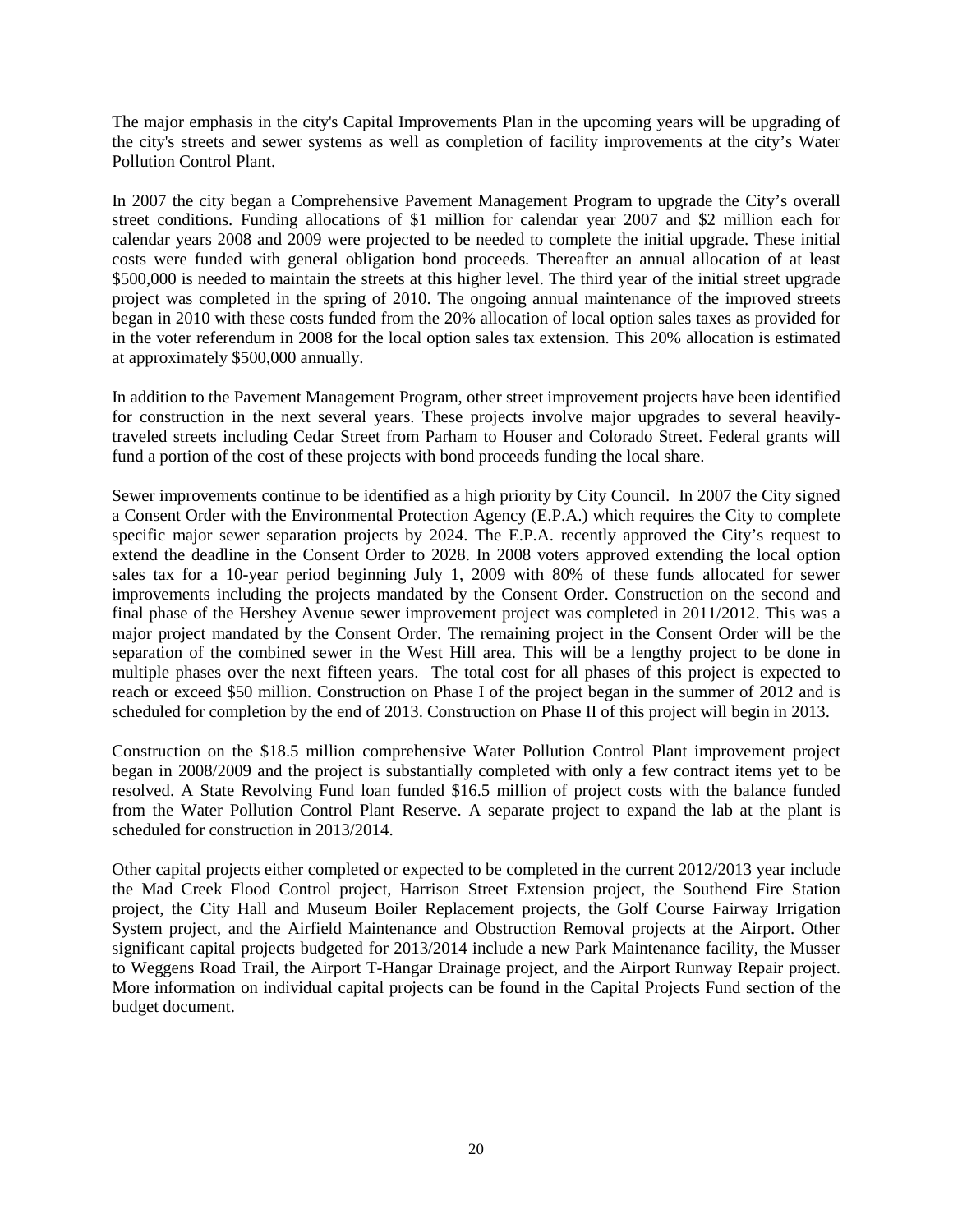The major emphasis in the city's Capital Improvements Plan in the upcoming years will be upgrading of the city's streets and sewer systems as well as completion of facility improvements at the city's Water Pollution Control Plant.

In 2007 the city began a Comprehensive Pavement Management Program to upgrade the City's overall street conditions. Funding allocations of $1 million for calendar year 2007 and $2 million each for calendar years 2008 and 2009 were projected to be needed to complete the initial upgrade. These initial costs were funded with general obligation bond proceeds. Thereafter an annual allocation of at least $500,000 is needed to maintain the streets at this higher level. The third year of the initial street upgrade project was completed in the spring of 2010. The ongoing annual maintenance of the improved streets began in 2010 with these costs funded from the 20% allocation of local option sales taxes as provided for in the voter referendum in 2008 for the local option sales tax extension. This 20% allocation is estimated at approximately $500,000 annually.

In addition to the Pavement Management Program, other street improvement projects have been identified for construction in the next several years. These projects involve major upgrades to several heavily-traveled streets including Cedar Street from Parham to Houser and Colorado Street. Federal grants will fund a portion of the cost of these projects with bond proceeds funding the local share.

Sewer improvements continue to be identified as a high priority by City Council. In 2007 the City signed a Consent Order with the Environmental Protection Agency (E.P.A.) which requires the City to complete specific major sewer separation projects by 2024. The E.P.A. recently approved the City's request to extend the deadline in the Consent Order to 2028. In 2008 voters approved extending the local option sales tax for a 10-year period beginning July 1, 2009 with 80% of these funds allocated for sewer improvements including the projects mandated by the Consent Order. Construction on the second and final phase of the Hershey Avenue sewer improvement project was completed in 2011/2012. This was a major project mandated by the Consent Order. The remaining project in the Consent Order will be the separation of the combined sewer in the West Hill area. This will be a lengthy project to be done in multiple phases over the next fifteen years. The total cost for all phases of this project is expected to reach or exceed $50 million. Construction on Phase I of the project began in the summer of 2012 and is scheduled for completion by the end of 2013. Construction on Phase II of this project will begin in 2013.

Construction on the $18.5 million comprehensive Water Pollution Control Plant improvement project began in 2008/2009 and the project is substantially completed with only a few contract items yet to be resolved. A State Revolving Fund loan funded $16.5 million of project costs with the balance funded from the Water Pollution Control Plant Reserve. A separate project to expand the lab at the plant is scheduled for construction in 2013/2014.

Other capital projects either completed or expected to be completed in the current 2012/2013 year include the Mad Creek Flood Control project, Harrison Street Extension project, the Southend Fire Station project, the City Hall and Museum Boiler Replacement projects, the Golf Course Fairway Irrigation System project, and the Airfield Maintenance and Obstruction Removal projects at the Airport. Other significant capital projects budgeted for 2013/2014 include a new Park Maintenance facility, the Musser to Weggens Road Trail, the Airport T-Hangar Drainage project, and the Airport Runway Repair project. More information on individual capital projects can be found in the Capital Projects Fund section of the budget document.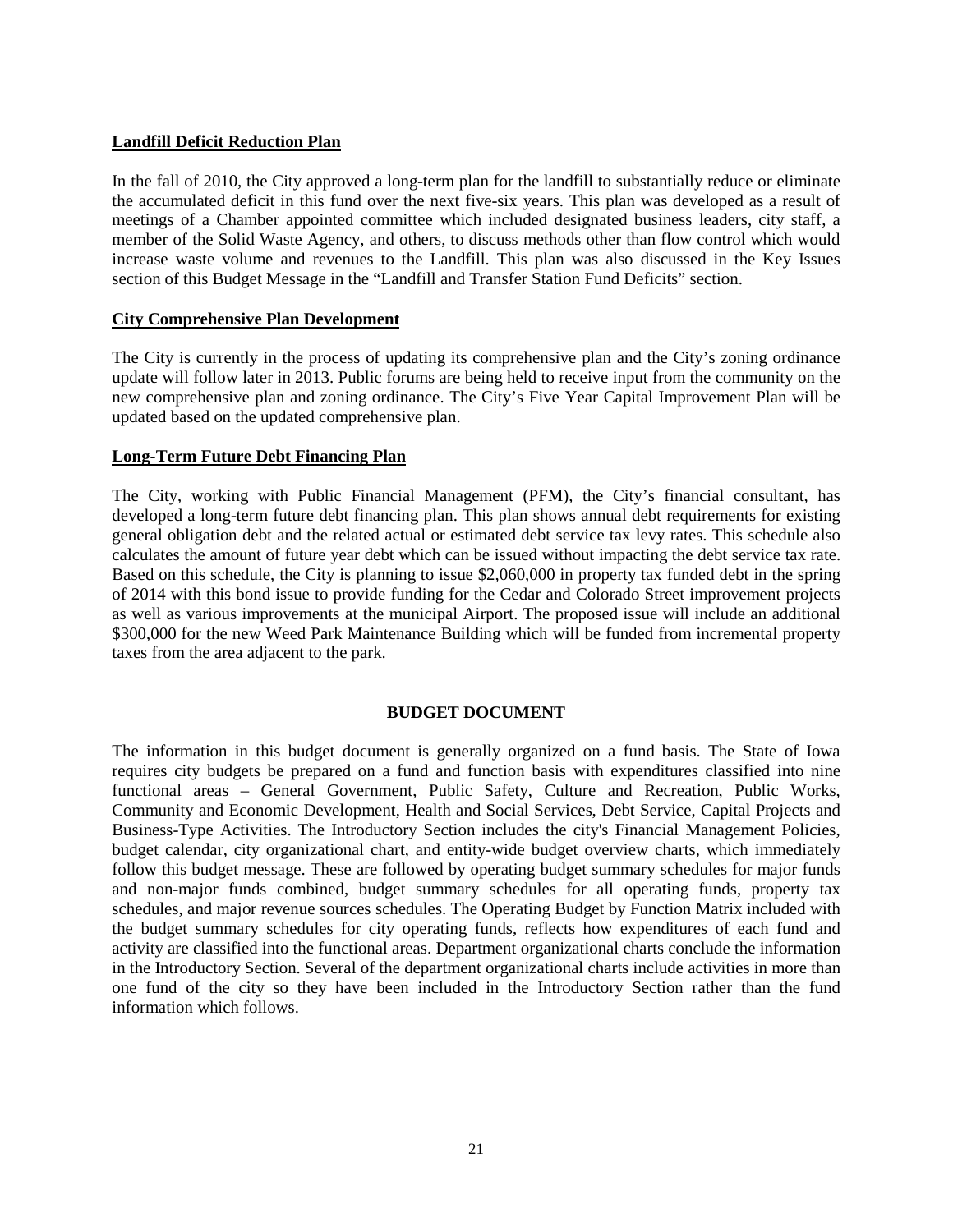**Landfill Deficit Reduction Plan**

In the fall of 2010, the City approved a long-term plan for the landfill to substantially reduce or eliminate the accumulated deficit in this fund over the next five-six years. This plan was developed as a result of meetings of a Chamber appointed committee which included designated business leaders, city staff, a member of the Solid Waste Agency, and others, to discuss methods other than flow control which would increase waste volume and revenues to the Landfill. This plan was also discussed in the Key Issues section of this Budget Message in the "Landfill and Transfer Station Fund Deficits" section.

**City Comprehensive Plan Development**

The City is currently in the process of updating its comprehensive plan and the City's zoning ordinance update will follow later in 2013. Public forums are being held to receive input from the community on the new comprehensive plan and zoning ordinance. The City's Five Year Capital Improvement Plan will be updated based on the updated comprehensive plan.

**Long-Term Future Debt Financing Plan**

The City, working with Public Financial Management (PFM), the City's financial consultant, has developed a long-term future debt financing plan. This plan shows annual debt requirements for existing general obligation debt and the related actual or estimated debt service tax levy rates. This schedule also calculates the amount of future year debt which can be issued without impacting the debt service tax rate. Based on this schedule, the City is planning to issue $2,060,000 in property tax funded debt in the spring of 2014 with this bond issue to provide funding for the Cedar and Colorado Street improvement projects as well as various improvements at the municipal Airport. The proposed issue will include an additional $300,000 for the new Weed Park Maintenance Building which will be funded from incremental property taxes from the area adjacent to the park.

## BUDGET DOCUMENT

The information in this budget document is generally organized on a fund basis. The State of Iowa requires city budgets be prepared on a fund and function basis with expenditures classified into nine functional areas – General Government, Public Safety, Culture and Recreation, Public Works, Community and Economic Development, Health and Social Services, Debt Service, Capital Projects and Business-Type Activities. The Introductory Section includes the city's Financial Management Policies, budget calendar, city organizational chart, and entity-wide budget overview charts, which immediately follow this budget message. These are followed by operating budget summary schedules for major funds and non-major funds combined, budget summary schedules for all operating funds, property tax schedules, and major revenue sources schedules. The Operating Budget by Function Matrix included with the budget summary schedules for city operating funds, reflects how expenditures of each fund and activity are classified into the functional areas. Department organizational charts conclude the information in the Introductory Section. Several of the department organizational charts include activities in more than one fund of the city so they have been included in the Introductory Section rather than the fund information which follows.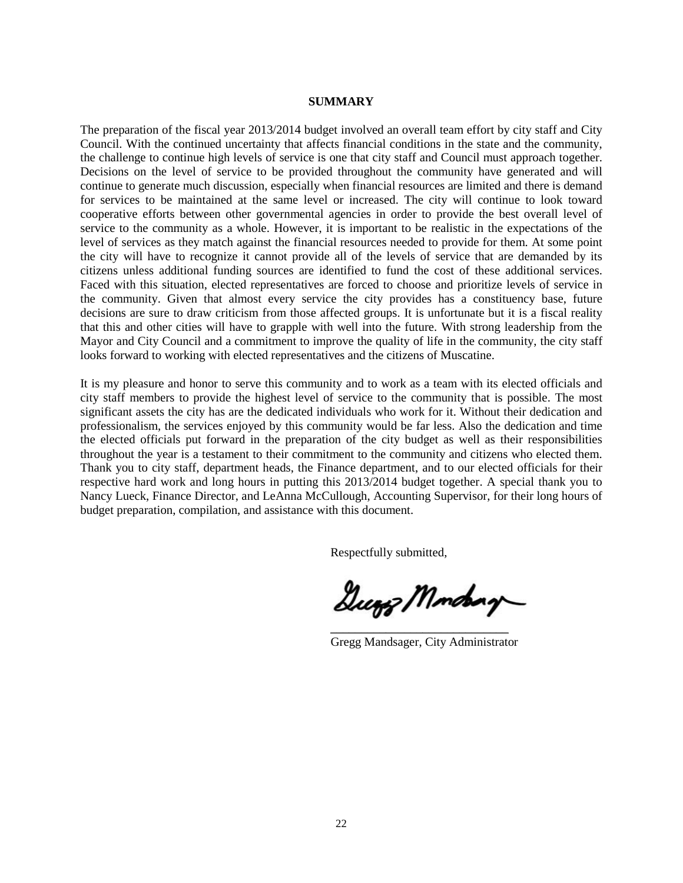## SUMMARY

The preparation of the fiscal year 2013/2014 budget involved an overall team effort by city staff and City Council. With the continued uncertainty that affects financial conditions in the state and the community, the challenge to continue high levels of service is one that city staff and Council must approach together. Decisions on the level of service to be provided throughout the community have generated and will continue to generate much discussion, especially when financial resources are limited and there is demand for services to be maintained at the same level or increased. The city will continue to look toward cooperative efforts between other governmental agencies in order to provide the best overall level of service to the community as a whole. However, it is important to be realistic in the expectations of the level of services as they match against the financial resources needed to provide for them. At some point the city will have to recognize it cannot provide all of the levels of service that are demanded by its citizens unless additional funding sources are identified to fund the cost of these additional services. Faced with this situation, elected representatives are forced to choose and prioritize levels of service in the community. Given that almost every service the city provides has a constituency base, future decisions are sure to draw criticism from those affected groups. It is unfortunate but it is a fiscal reality that this and other cities will have to grapple with well into the future. With strong leadership from the Mayor and City Council and a commitment to improve the quality of life in the community, the city staff looks forward to working with elected representatives and the citizens of Muscatine.

It is my pleasure and honor to serve this community and to work as a team with its elected officials and city staff members to provide the highest level of service to the community that is possible. The most significant assets the city has are the dedicated individuals who work for it. Without their dedication and professionalism, the services enjoyed by this community would be far less. Also the dedication and time the elected officials put forward in the preparation of the city budget as well as their responsibilities throughout the year is a testament to their commitment to the community and citizens who elected them. Thank you to city staff, department heads, the Finance department, and to our elected officials for their respective hard work and long hours in putting this 2013/2014 budget together. A special thank you to Nancy Lueck, Finance Director, and LeAnna McCullough, Accounting Supervisor, for their long hours of budget preparation, compilation, and assistance with this document.

Respectfully submitted,

Gregg Mandsager

\_\_\_\_\_\_\_\_\_\_\_\_\_\_\_\_\_\_\_\_\_\_\_\_\_\_\_\_

Gregg Mandsager, City Administrator